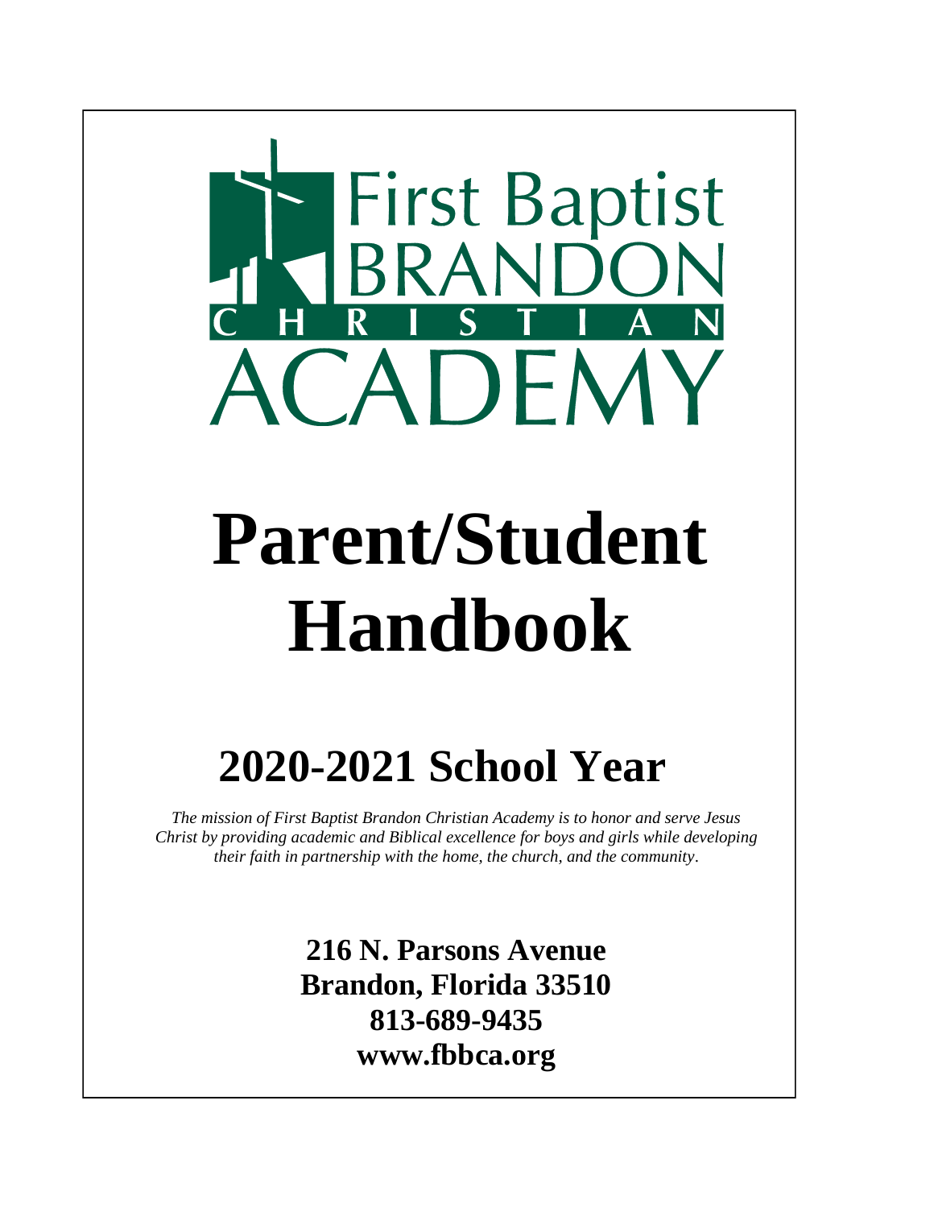First Baptist BRANDON CHRISTIAN ACADEMY

# Parent/Student Handbook

## 2020-2021 School Year

*The mission of First Baptist Brandon Christian Academy is to honor and serve Jesus Christ by providing academic and Biblical excellence for boys and girls while developing their faith in partnership with the home, the church, and the community.*

**216 N. Parsons Avenue**
**Brandon, Florida 33510**
**813-689-9435**
**www.fbbca.org**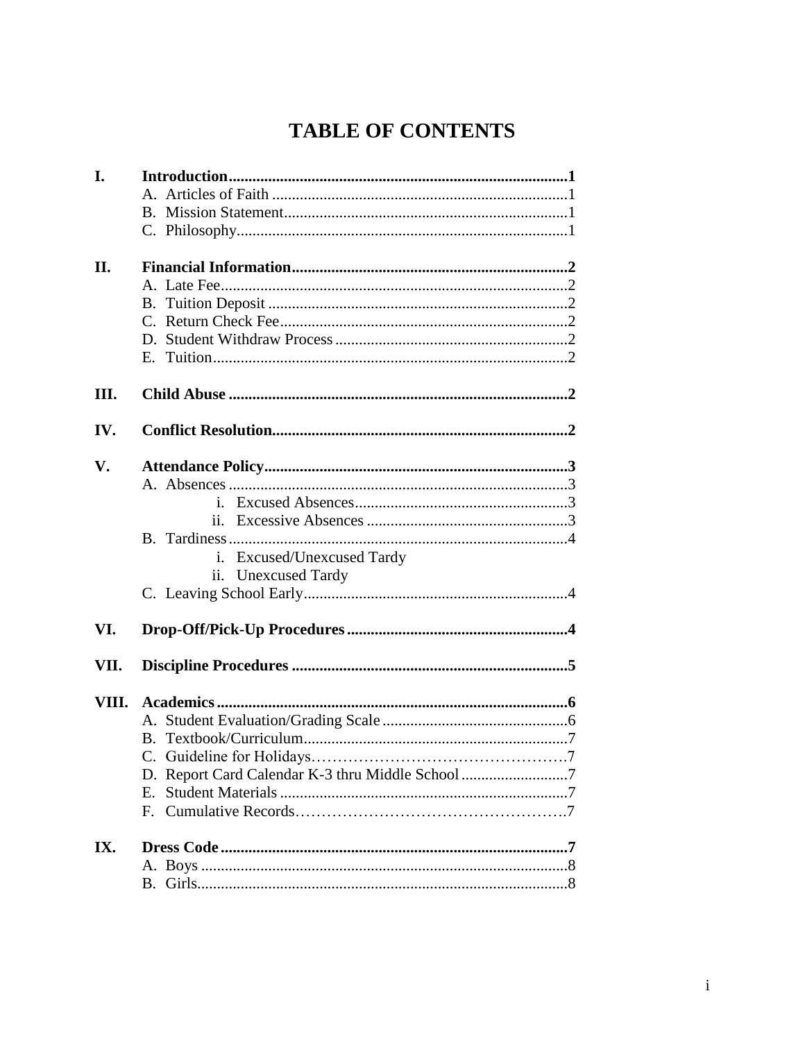# TABLE OF CONTENTS

**I. Introduction.....1**
- A. Articles of Faith.....1
- B. Mission Statement.....1
- C. Philosophy.....1

**II. Financial Information.....2**
- A. Late Fee.....2
- B. Tuition Deposit.....2
- C. Return Check Fee.....2
- D. Student Withdraw Process.....2
- E. Tuition.....2

**III. Child Abuse.....2**

**IV. Conflict Resolution.....2**

**V. Attendance Policy.....3**
- A. Absences.....3
  - i. Excused Absences.....3
  - ii. Excessive Absences.....3
- B. Tardiness.....4
  - i. Excused/Unexcused Tardy
  - ii. Unexcused Tardy
- C. Leaving School Early.....4

**VI. Drop-Off/Pick-Up Procedures.....4**

**VII. Discipline Procedures.....5**

**VIII. Academics.....6**
- A. Student Evaluation/Grading Scale.....6
- B. Textbook/Curriculum.....7
- C. Guideline for Holidays.....7
- D. Report Card Calendar K-3 thru Middle School.....7
- E. Student Materials.....7
- F. Cumulative Records.....7

**IX. Dress Code.....7**
- A. Boys.....8
- B. Girls.....8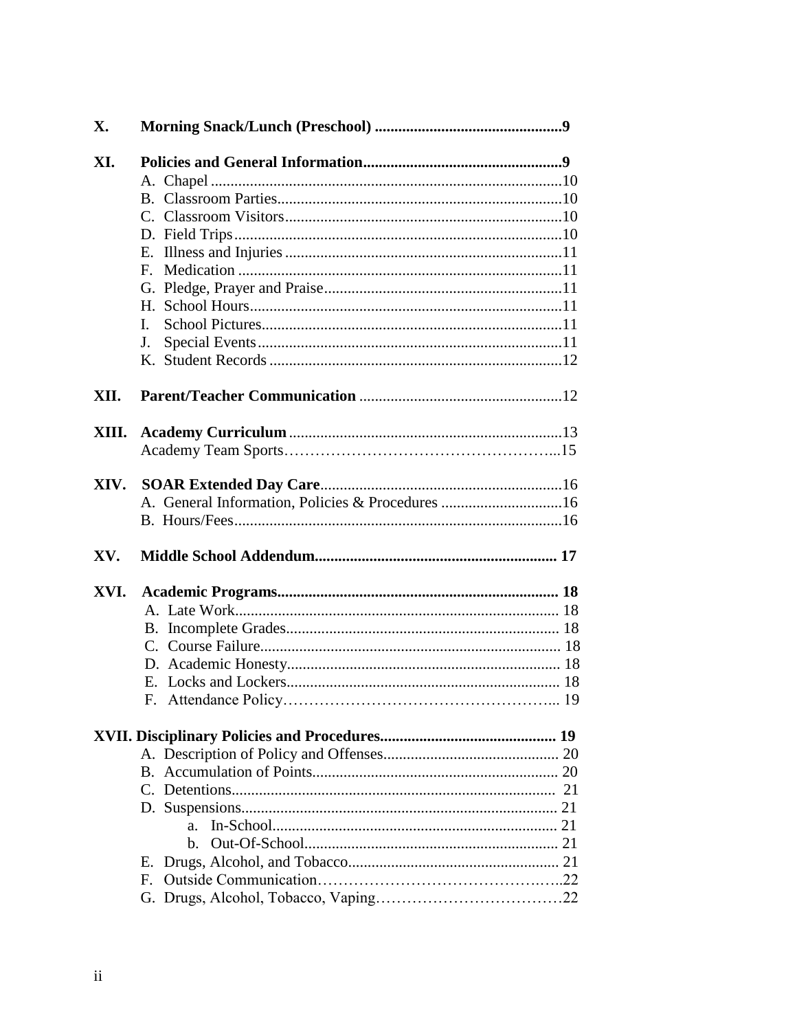**X. Morning Snack/Lunch (Preschool) ....9**

**XI. Policies and General Information ....9**

- A. Chapel ....10
- B. Classroom Parties ....10
- C. Classroom Visitors ....10
- D. Field Trips ....10
- E. Illness and Injuries ....11
- F. Medication ....11
- G. Pledge, Prayer and Praise ....11
- H. School Hours ....11
- I. School Pictures ....11
- J. Special Events ....11
- K. Student Records ....12

**XII. Parent/Teacher Communication** ....12

**XIII. Academy Curriculum** ....13

Academy Team Sports ....15

**XIV. SOAR Extended Day Care** ....16

- A. General Information, Policies & Procedures ....16
- B. Hours/Fees ....16

**XV. Middle School Addendum.... 17**

**XVI. Academic Programs.... 18**

- A. Late Work.... 18
- B. Incomplete Grades.... 18
- C. Course Failure.... 18
- D. Academic Honesty.... 18
- E. Locks and Lockers.... 18
- F. Attendance Policy.... 19

**XVII. Disciplinary Policies and Procedures.... 19**

- A. Description of Policy and Offenses.... 20
- B. Accumulation of Points.... 20
- C. Detentions.... 21
- D. Suspensions.... 21
  - a. In-School.... 21
  - b. Out-Of-School.... 21
- E. Drugs, Alcohol, and Tobacco.... 21
- F. Outside Communication....22
- G. Drugs, Alcohol, Tobacco, Vaping....22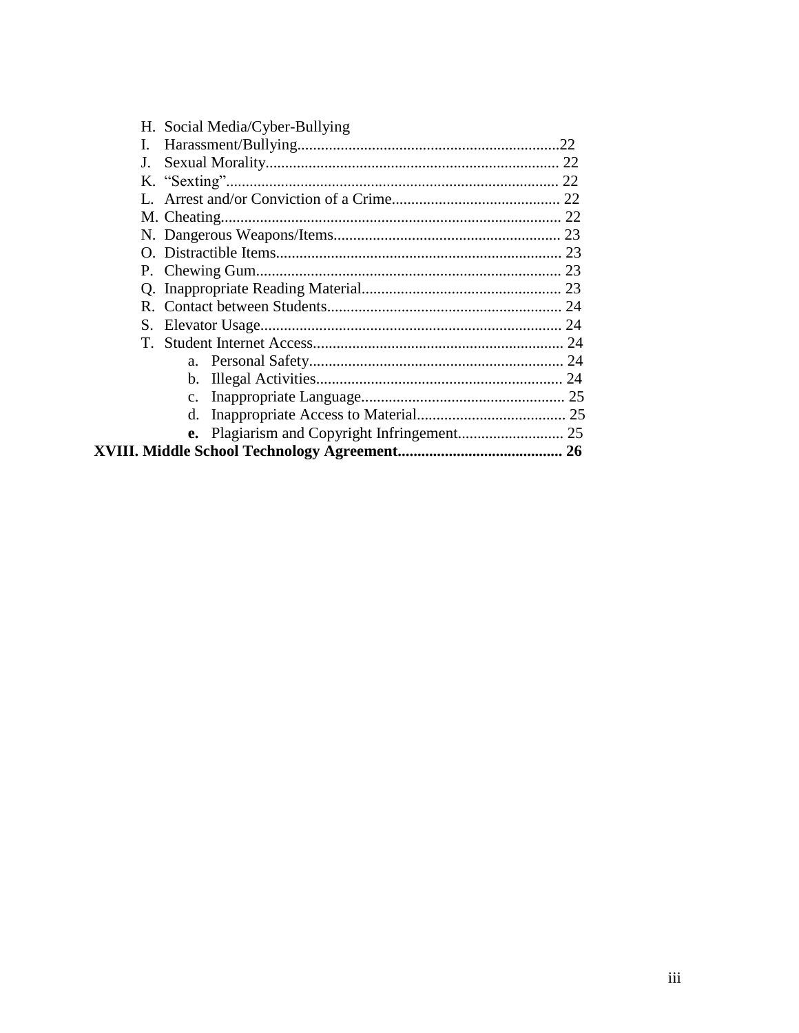H. Social Media/Cyber-Bullying
I. Harassment/Bullying..................................................................22
J. Sexual Morality.......................................................................... 22
K. "Sexting".................................................................................... 22
L. Arrest and/or Conviction of a Crime........................................... 22
M. Cheating...................................................................................... 22
N. Dangerous Weapons/Items.......................................................... 23
O. Distractible Items......................................................................... 23
P. Chewing Gum............................................................................... 23
Q. Inappropriate Reading Material................................................... 23
R. Contact between Students............................................................ 24
S. Elevator Usage............................................................................. 24
T. Student Internet Access................................................................ 24
   a. Personal Safety.................................................................. 24
   b. Illegal Activities................................................................ 24
   c. Inappropriate Language.................................................... 25
   d. Inappropriate Access to Material...................................... 25
   **e.** Plagiarism and Copyright Infringement........................... 25

**XVIII. Middle School Technology Agreement.......................................... 26**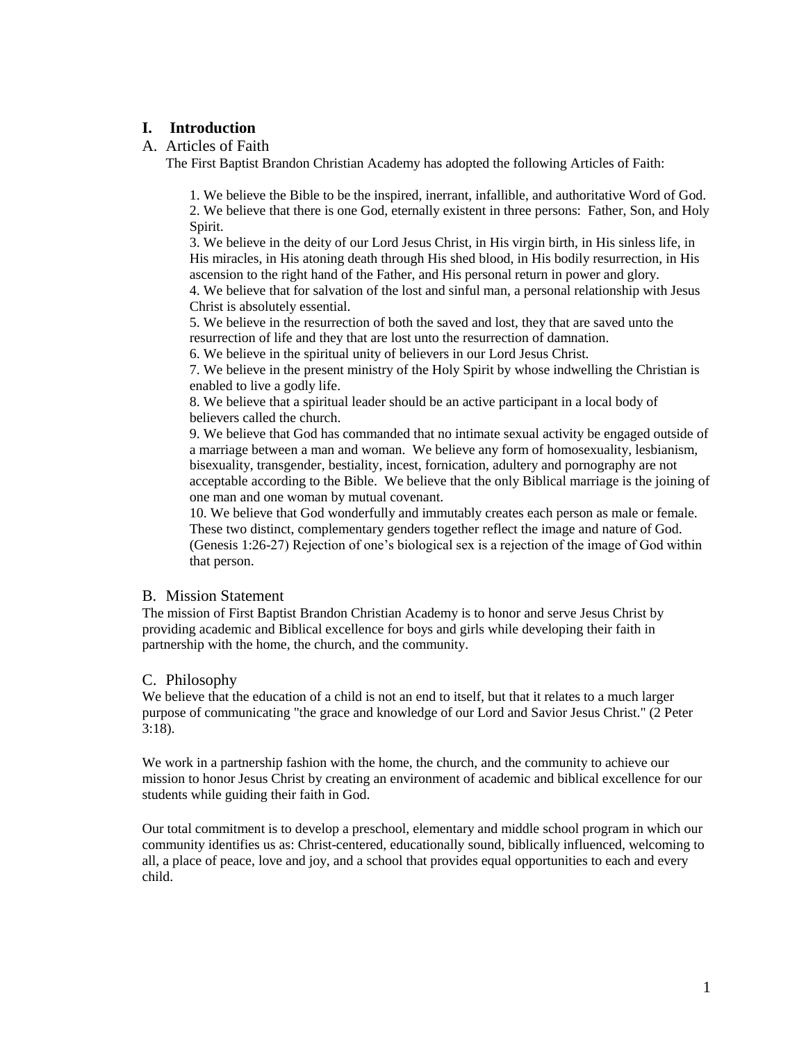# I. Introduction

## A. Articles of Faith

The First Baptist Brandon Christian Academy has adopted the following Articles of Faith:

1. We believe the Bible to be the inspired, inerrant, infallible, and authoritative Word of God.
2. We believe that there is one God, eternally existent in three persons: Father, Son, and Holy Spirit.
3. We believe in the deity of our Lord Jesus Christ, in His virgin birth, in His sinless life, in His miracles, in His atoning death through His shed blood, in His bodily resurrection, in His ascension to the right hand of the Father, and His personal return in power and glory.
4. We believe that for salvation of the lost and sinful man, a personal relationship with Jesus Christ is absolutely essential.
5. We believe in the resurrection of both the saved and lost, they that are saved unto the resurrection of life and they that are lost unto the resurrection of damnation.
6. We believe in the spiritual unity of believers in our Lord Jesus Christ.
7. We believe in the present ministry of the Holy Spirit by whose indwelling the Christian is enabled to live a godly life.
8. We believe that a spiritual leader should be an active participant in a local body of believers called the church.
9. We believe that God has commanded that no intimate sexual activity be engaged outside of a marriage between a man and woman. We believe any form of homosexuality, lesbianism, bisexuality, transgender, bestiality, incest, fornication, adultery and pornography are not acceptable according to the Bible. We believe that the only Biblical marriage is the joining of one man and one woman by mutual covenant.
10. We believe that God wonderfully and immutably creates each person as male or female. These two distinct, complementary genders together reflect the image and nature of God. (Genesis 1:26-27) Rejection of one's biological sex is a rejection of the image of God within that person.

## B. Mission Statement

The mission of First Baptist Brandon Christian Academy is to honor and serve Jesus Christ by providing academic and Biblical excellence for boys and girls while developing their faith in partnership with the home, the church, and the community.

## C. Philosophy

We believe that the education of a child is not an end to itself, but that it relates to a much larger purpose of communicating "the grace and knowledge of our Lord and Savior Jesus Christ." (2 Peter 3:18).

We work in a partnership fashion with the home, the church, and the community to achieve our mission to honor Jesus Christ by creating an environment of academic and biblical excellence for our students while guiding their faith in God.

Our total commitment is to develop a preschool, elementary and middle school program in which our community identifies us as: Christ-centered, educationally sound, biblically influenced, welcoming to all, a place of peace, love and joy, and a school that provides equal opportunities to each and every child.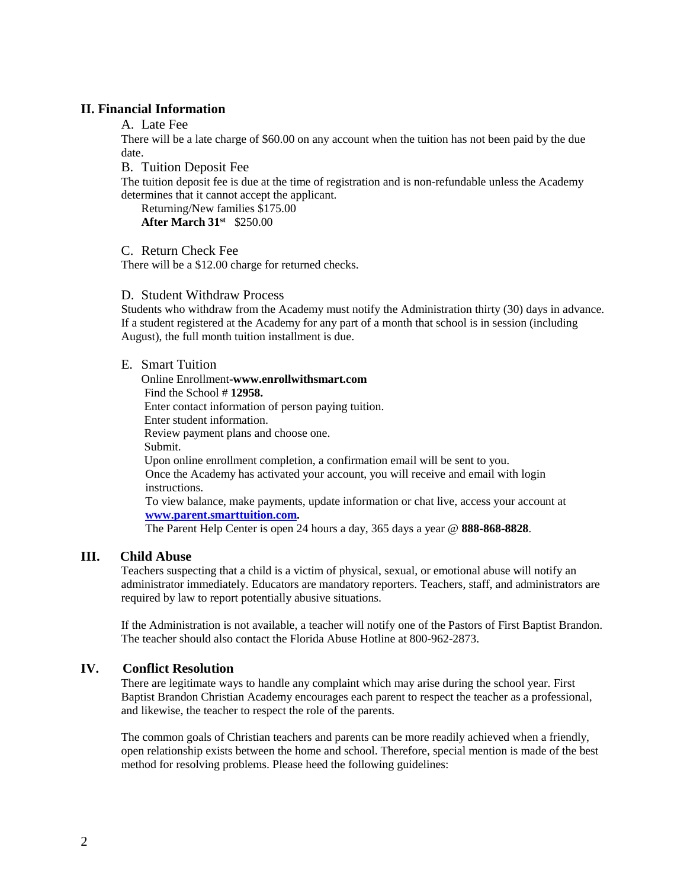## II. Financial Information

### A. Late Fee

There will be a late charge of $60.00 on any account when the tuition has not been paid by the due date.

### B. Tuition Deposit Fee

The tuition deposit fee is due at the time of registration and is non-refundable unless the Academy determines that it cannot accept the applicant.

Returning/New families $175.00
**After March 31st** $250.00

### C. Return Check Fee

There will be a $12.00 charge for returned checks.

### D. Student Withdraw Process

Students who withdraw from the Academy must notify the Administration thirty (30) days in advance. If a student registered at the Academy for any part of a month that school is in session (including August), the full month tuition installment is due.

### E. Smart Tuition

Online Enrollment-**www.enrollwithsmart.com**
Find the School # **12958.**
Enter contact information of person paying tuition.
Enter student information.
Review payment plans and choose one.
Submit.
Upon online enrollment completion, a confirmation email will be sent to you.
Once the Academy has activated your account, you will receive and email with login instructions.
To view balance, make payments, update information or chat live, access your account at **www.parent.smarttuition.com.**
The Parent Help Center is open 24 hours a day, 365 days a year @ **888-868-8828**.

## III. Child Abuse

Teachers suspecting that a child is a victim of physical, sexual, or emotional abuse will notify an administrator immediately. Educators are mandatory reporters. Teachers, staff, and administrators are required by law to report potentially abusive situations.

If the Administration is not available, a teacher will notify one of the Pastors of First Baptist Brandon. The teacher should also contact the Florida Abuse Hotline at 800-962-2873.

## IV. Conflict Resolution

There are legitimate ways to handle any complaint which may arise during the school year. First Baptist Brandon Christian Academy encourages each parent to respect the teacher as a professional, and likewise, the teacher to respect the role of the parents.

The common goals of Christian teachers and parents can be more readily achieved when a friendly, open relationship exists between the home and school. Therefore, special mention is made of the best method for resolving problems. Please heed the following guidelines: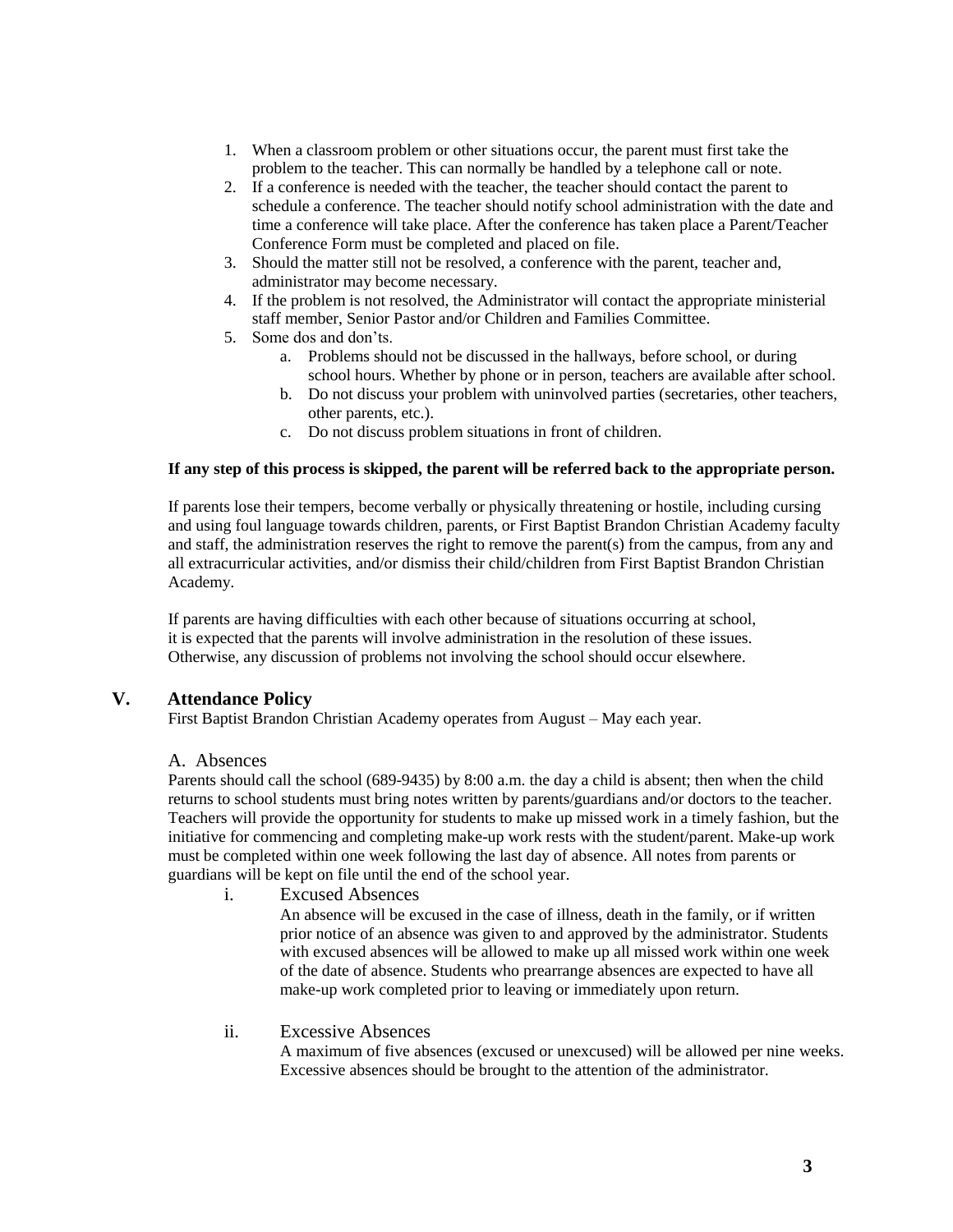1. When a classroom problem or other situations occur, the parent must first take the problem to the teacher. This can normally be handled by a telephone call or note.
2. If a conference is needed with the teacher, the teacher should contact the parent to schedule a conference. The teacher should notify school administration with the date and time a conference will take place. After the conference has taken place a Parent/Teacher Conference Form must be completed and placed on file.
3. Should the matter still not be resolved, a conference with the parent, teacher and, administrator may become necessary.
4. If the problem is not resolved, the Administrator will contact the appropriate ministerial staff member, Senior Pastor and/or Children and Families Committee.
5. Some dos and don'ts.
    a. Problems should not be discussed in the hallways, before school, or during school hours. Whether by phone or in person, teachers are available after school.
    b. Do not discuss your problem with uninvolved parties (secretaries, other teachers, other parents, etc.).
    c. Do not discuss problem situations in front of children.

**If any step of this process is skipped, the parent will be referred back to the appropriate person.**

If parents lose their tempers, become verbally or physically threatening or hostile, including cursing and using foul language towards children, parents, or First Baptist Brandon Christian Academy faculty and staff, the administration reserves the right to remove the parent(s) from the campus, from any and all extracurricular activities, and/or dismiss their child/children from First Baptist Brandon Christian Academy.

If parents are having difficulties with each other because of situations occurring at school, it is expected that the parents will involve administration in the resolution of these issues. Otherwise, any discussion of problems not involving the school should occur elsewhere.

## V. Attendance Policy

First Baptist Brandon Christian Academy operates from August – May each year.

### A. Absences

Parents should call the school (689-9435) by 8:00 a.m. the day a child is absent; then when the child returns to school students must bring notes written by parents/guardians and/or doctors to the teacher. Teachers will provide the opportunity for students to make up missed work in a timely fashion, but the initiative for commencing and completing make-up work rests with the student/parent. Make-up work must be completed within one week following the last day of absence. All notes from parents or guardians will be kept on file until the end of the school year.

#### i. Excused Absences

An absence will be excused in the case of illness, death in the family, or if written prior notice of an absence was given to and approved by the administrator. Students with excused absences will be allowed to make up all missed work within one week of the date of absence. Students who prearrange absences are expected to have all make-up work completed prior to leaving or immediately upon return.

#### ii. Excessive Absences

A maximum of five absences (excused or unexcused) will be allowed per nine weeks. Excessive absences should be brought to the attention of the administrator.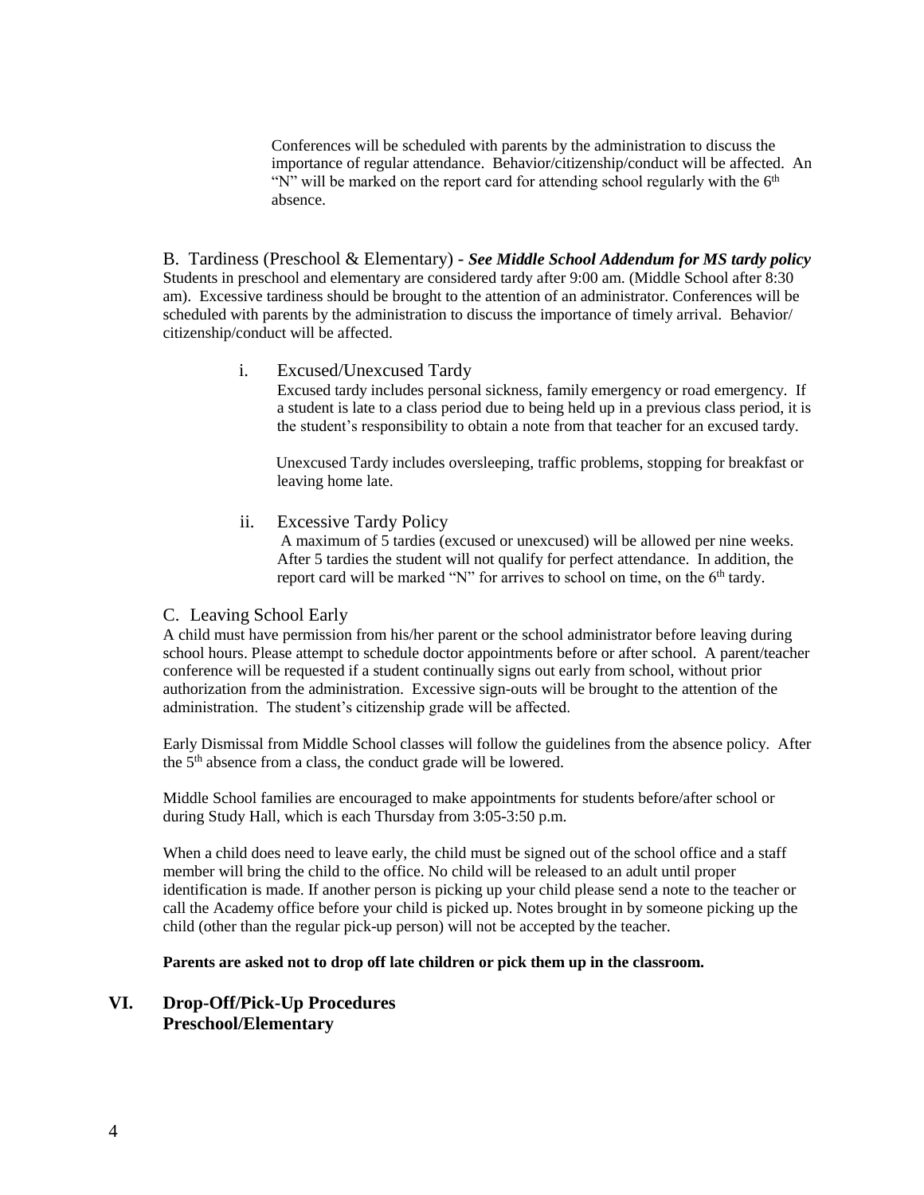Conferences will be scheduled with parents by the administration to discuss the importance of regular attendance. Behavior/citizenship/conduct will be affected. An "N" will be marked on the report card for attending school regularly with the 6th absence.

B. Tardiness (Preschool & Elementary) - ***See Middle School Addendum for MS tardy policy***
Students in preschool and elementary are considered tardy after 9:00 am. (Middle School after 8:30 am). Excessive tardiness should be brought to the attention of an administrator. Conferences will be scheduled with parents by the administration to discuss the importance of timely arrival. Behavior/ citizenship/conduct will be affected.

i. Excused/Unexcused Tardy

Excused tardy includes personal sickness, family emergency or road emergency. If a student is late to a class period due to being held up in a previous class period, it is the student's responsibility to obtain a note from that teacher for an excused tardy.

Unexcused Tardy includes oversleeping, traffic problems, stopping for breakfast or leaving home late.

ii. Excessive Tardy Policy

A maximum of 5 tardies (excused or unexcused) will be allowed per nine weeks. After 5 tardies the student will not qualify for perfect attendance. In addition, the report card will be marked "N" for arrives to school on time, on the 6th tardy.

C. Leaving School Early

A child must have permission from his/her parent or the school administrator before leaving during school hours. Please attempt to schedule doctor appointments before or after school. A parent/teacher conference will be requested if a student continually signs out early from school, without prior authorization from the administration. Excessive sign-outs will be brought to the attention of the administration. The student's citizenship grade will be affected.

Early Dismissal from Middle School classes will follow the guidelines from the absence policy. After the 5th absence from a class, the conduct grade will be lowered.

Middle School families are encouraged to make appointments for students before/after school or during Study Hall, which is each Thursday from 3:05-3:50 p.m.

When a child does need to leave early, the child must be signed out of the school office and a staff member will bring the child to the office. No child will be released to an adult until proper identification is made. If another person is picking up your child please send a note to the teacher or call the Academy office before your child is picked up. Notes brought in by someone picking up the child (other than the regular pick-up person) will not be accepted by the teacher.

**Parents are asked not to drop off late children or pick them up in the classroom.**

## VI. Drop-Off/Pick-Up Procedures
**Preschool/Elementary**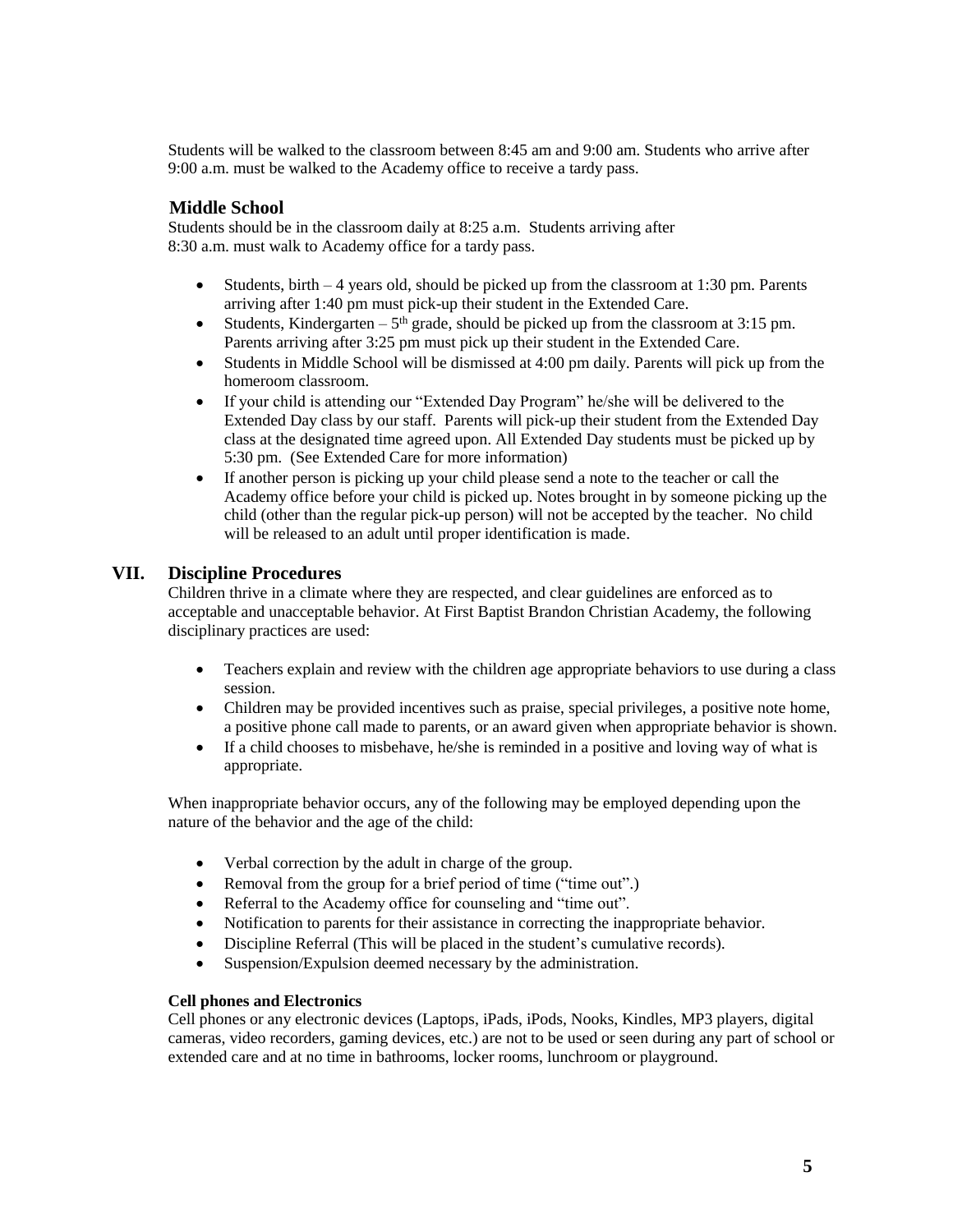Students will be walked to the classroom between 8:45 am and 9:00 am. Students who arrive after 9:00 a.m. must be walked to the Academy office to receive a tardy pass.

### Middle School

Students should be in the classroom daily at 8:25 a.m. Students arriving after 8:30 a.m. must walk to Academy office for a tardy pass.

- Students, birth – 4 years old, should be picked up from the classroom at 1:30 pm. Parents arriving after 1:40 pm must pick-up their student in the Extended Care.
- Students, Kindergarten – 5th grade, should be picked up from the classroom at 3:15 pm. Parents arriving after 3:25 pm must pick up their student in the Extended Care.
- Students in Middle School will be dismissed at 4:00 pm daily. Parents will pick up from the homeroom classroom.
- If your child is attending our "Extended Day Program" he/she will be delivered to the Extended Day class by our staff. Parents will pick-up their student from the Extended Day class at the designated time agreed upon. All Extended Day students must be picked up by 5:30 pm. (See Extended Care for more information)
- If another person is picking up your child please send a note to the teacher or call the Academy office before your child is picked up. Notes brought in by someone picking up the child (other than the regular pick-up person) will not be accepted by the teacher. No child will be released to an adult until proper identification is made.

## VII. Discipline Procedures

Children thrive in a climate where they are respected, and clear guidelines are enforced as to acceptable and unacceptable behavior. At First Baptist Brandon Christian Academy, the following disciplinary practices are used:

- Teachers explain and review with the children age appropriate behaviors to use during a class session.
- Children may be provided incentives such as praise, special privileges, a positive note home, a positive phone call made to parents, or an award given when appropriate behavior is shown.
- If a child chooses to misbehave, he/she is reminded in a positive and loving way of what is appropriate.

When inappropriate behavior occurs, any of the following may be employed depending upon the nature of the behavior and the age of the child:

- Verbal correction by the adult in charge of the group.
- Removal from the group for a brief period of time ("time out".)
- Referral to the Academy office for counseling and "time out".
- Notification to parents for their assistance in correcting the inappropriate behavior.
- Discipline Referral (This will be placed in the student's cumulative records).
- Suspension/Expulsion deemed necessary by the administration.

**Cell phones and Electronics**

Cell phones or any electronic devices (Laptops, iPads, iPods, Nooks, Kindles, MP3 players, digital cameras, video recorders, gaming devices, etc.) are not to be used or seen during any part of school or extended care and at no time in bathrooms, locker rooms, lunchroom or playground.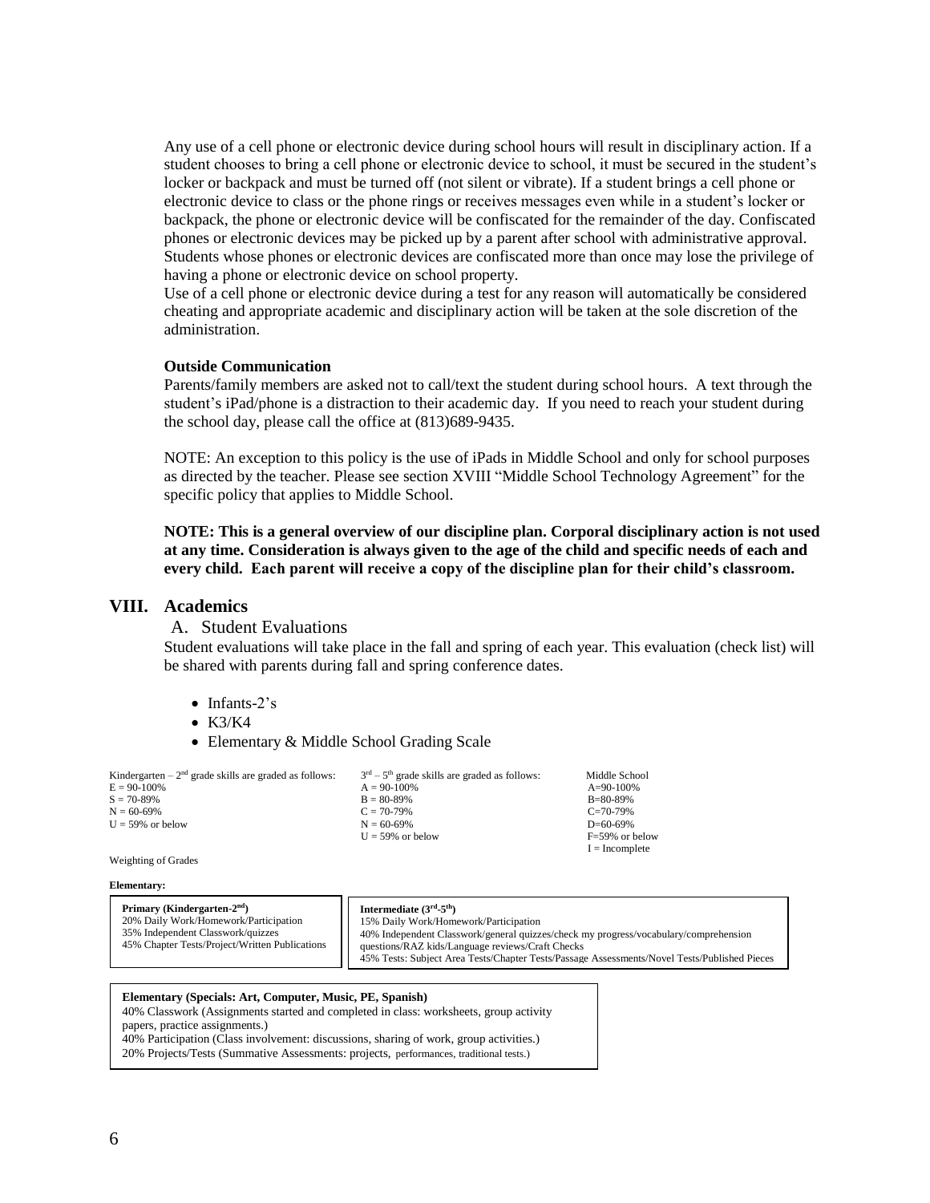Any use of a cell phone or electronic device during school hours will result in disciplinary action. If a student chooses to bring a cell phone or electronic device to school, it must be secured in the student's locker or backpack and must be turned off (not silent or vibrate). If a student brings a cell phone or electronic device to class or the phone rings or receives messages even while in a student's locker or backpack, the phone or electronic device will be confiscated for the remainder of the day. Confiscated phones or electronic devices may be picked up by a parent after school with administrative approval. Students whose phones or electronic devices are confiscated more than once may lose the privilege of having a phone or electronic device on school property.
Use of a cell phone or electronic device during a test for any reason will automatically be considered cheating and appropriate academic and disciplinary action will be taken at the sole discretion of the administration.

**Outside Communication**
Parents/family members are asked not to call/text the student during school hours. A text through the student's iPad/phone is a distraction to their academic day. If you need to reach your student during the school day, please call the office at (813)689-9435.

NOTE: An exception to this policy is the use of iPads in Middle School and only for school purposes as directed by the teacher. Please see section XVIII "Middle School Technology Agreement" for the specific policy that applies to Middle School.

**NOTE: This is a general overview of our discipline plan. Corporal disciplinary action is not used at any time. Consideration is always given to the age of the child and specific needs of each and every child. Each parent will receive a copy of the discipline plan for their child's classroom.**

## VIII. Academics

### A. Student Evaluations

Student evaluations will take place in the fall and spring of each year. This evaluation (check list) will be shared with parents during fall and spring conference dates.

- Infants-2's
- K3/K4
- Elementary & Middle School Grading Scale

| Kindergarten – 2nd grade skills are graded as follows: | 3rd – 5th grade skills are graded as follows: | Middle School |
|---|---|---|
| E = 90-100% | A = 90-100% | A=90-100% |
| S = 70-89% | B = 80-89% | B=80-89% |
| N = 60-69% | C = 70-79% | C=70-79% |
| U = 59% or below | N = 60-69% | D=60-69% |
| | U = 59% or below | F=59% or below |
| | | I = Incomplete |

Weighting of Grades

**Elementary:**

**Primary (Kindergarten-2nd)**
20% Daily Work/Homework/Participation
35% Independent Classwork/quizzes
45% Chapter Tests/Project/Written Publications

**Intermediate (3rd-5th)**
15% Daily Work/Homework/Participation
40% Independent Classwork/general quizzes/check my progress/vocabulary/comprehension questions/RAZ kids/Language reviews/Craft Checks
45% Tests: Subject Area Tests/Chapter Tests/Passage Assessments/Novel Tests/Published Pieces

**Elementary (Specials: Art, Computer, Music, PE, Spanish)**
40% Classwork (Assignments started and completed in class: worksheets, group activity papers, practice assignments.)
40% Participation (Class involvement: discussions, sharing of work, group activities.)
20% Projects/Tests (Summative Assessments: projects, performances, traditional tests.)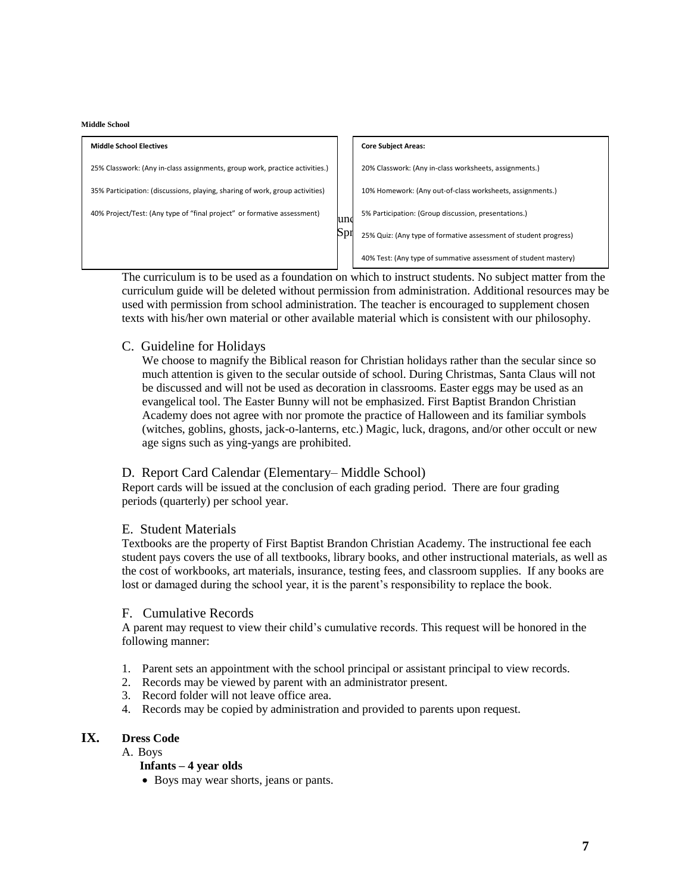**Middle School**

| Middle School Electives | Core Subject Areas: |
|---|---|
| 25% Classwork: (Any in-class assignments, group work, practice activities.) | 20% Classwork: (Any in-class worksheets, assignments.) |
| 35% Participation: (discussions, playing, sharing of work, group activities) | 10% Homework: (Any out-of-class worksheets, assignments.) |
| 40% Project/Test: (Any type of "final project" or formative assessment) | 5% Participation: (Group discussion, presentations.) |
| | 25% Quiz: (Any type of formative assessment of student progress) |
| | 40% Test: (Any type of summative assessment of student mastery) |

The curriculum is to be used as a foundation on which to instruct students. No subject matter from the curriculum guide will be deleted without permission from administration. Additional resources may be used with permission from school administration. The teacher is encouraged to supplement chosen texts with his/her own material or other available material which is consistent with our philosophy.

## C. Guideline for Holidays

We choose to magnify the Biblical reason for Christian holidays rather than the secular since so much attention is given to the secular outside of school. During Christmas, Santa Claus will not be discussed and will not be used as decoration in classrooms. Easter eggs may be used as an evangelical tool. The Easter Bunny will not be emphasized. First Baptist Brandon Christian Academy does not agree with nor promote the practice of Halloween and its familiar symbols (witches, goblins, ghosts, jack-o-lanterns, etc.) Magic, luck, dragons, and/or other occult or new age signs such as ying-yangs are prohibited.

## D. Report Card Calendar (Elementary– Middle School)

Report cards will be issued at the conclusion of each grading period. There are four grading periods (quarterly) per school year.

## E. Student Materials

Textbooks are the property of First Baptist Brandon Christian Academy. The instructional fee each student pays covers the use of all textbooks, library books, and other instructional materials, as well as the cost of workbooks, art materials, insurance, testing fees, and classroom supplies. If any books are lost or damaged during the school year, it is the parent's responsibility to replace the book.

## F. Cumulative Records

A parent may request to view their child's cumulative records. This request will be honored in the following manner:

1. Parent sets an appointment with the school principal or assistant principal to view records.
2. Records may be viewed by parent with an administrator present.
3. Record folder will not leave office area.
4. Records may be copied by administration and provided to parents upon request.

# IX. Dress Code

A. Boys

**Infants – 4 year olds**

- Boys may wear shorts, jeans or pants.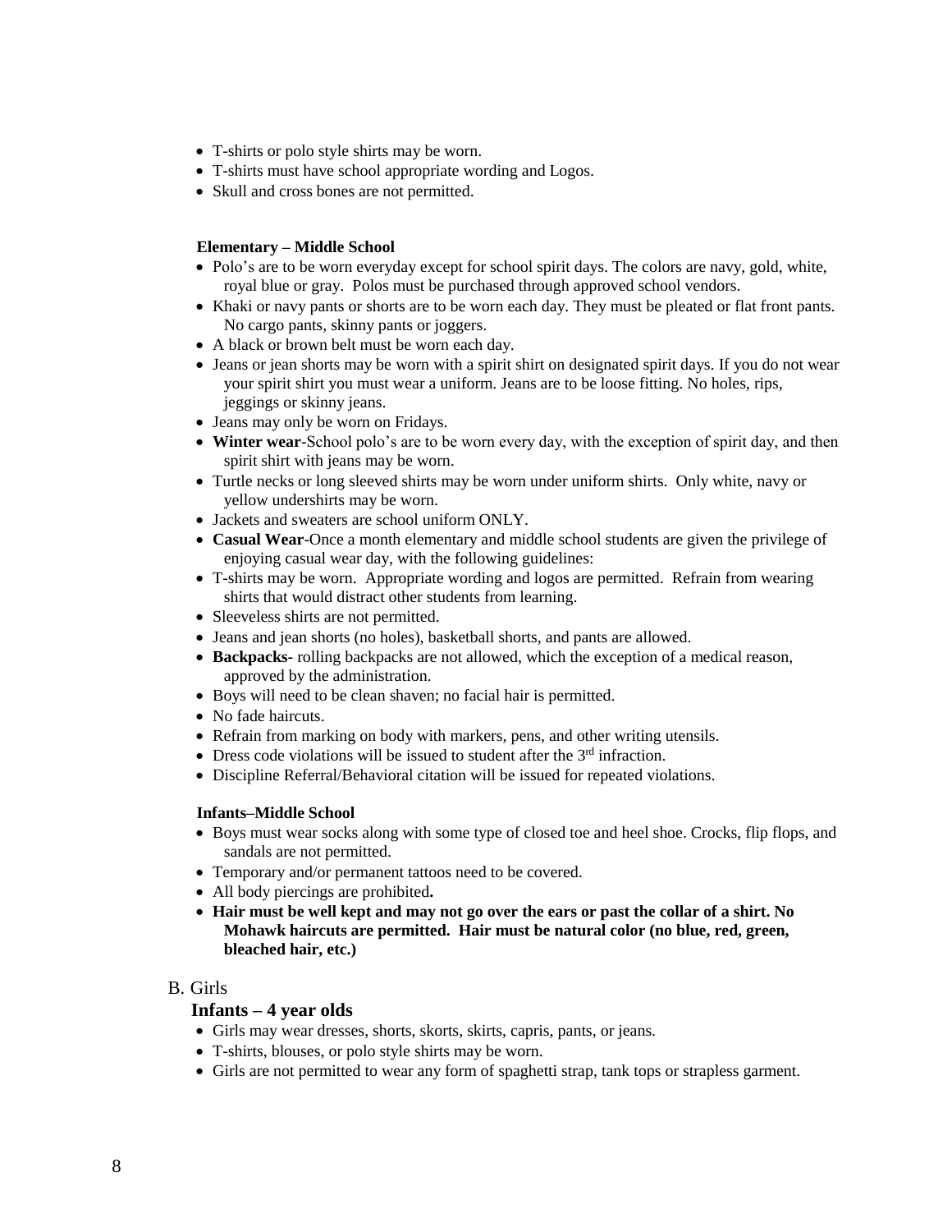- T-shirts or polo style shirts may be worn.
- T-shirts must have school appropriate wording and Logos.
- Skull and cross bones are not permitted.

**Elementary – Middle School**

- Polo's are to be worn everyday except for school spirit days. The colors are navy, gold, white, royal blue or gray. Polos must be purchased through approved school vendors.
- Khaki or navy pants or shorts are to be worn each day. They must be pleated or flat front pants. No cargo pants, skinny pants or joggers.
- A black or brown belt must be worn each day.
- Jeans or jean shorts may be worn with a spirit shirt on designated spirit days. If you do not wear your spirit shirt you must wear a uniform. Jeans are to be loose fitting. No holes, rips, jeggings or skinny jeans.
- Jeans may only be worn on Fridays.
- **Winter wear**-School polo's are to be worn every day, with the exception of spirit day, and then spirit shirt with jeans may be worn.
- Turtle necks or long sleeved shirts may be worn under uniform shirts. Only white, navy or yellow undershirts may be worn.
- Jackets and sweaters are school uniform ONLY.
- **Casual Wear**-Once a month elementary and middle school students are given the privilege of enjoying casual wear day, with the following guidelines:
- T-shirts may be worn. Appropriate wording and logos are permitted. Refrain from wearing shirts that would distract other students from learning.
- Sleeveless shirts are not permitted.
- Jeans and jean shorts (no holes), basketball shorts, and pants are allowed.
- **Backpacks-** rolling backpacks are not allowed, which the exception of a medical reason, approved by the administration.
- Boys will need to be clean shaven; no facial hair is permitted.
- No fade haircuts.
- Refrain from marking on body with markers, pens, and other writing utensils.
- Dress code violations will be issued to student after the 3rd infraction.
- Discipline Referral/Behavioral citation will be issued for repeated violations.

**Infants–Middle School**

- Boys must wear socks along with some type of closed toe and heel shoe. Crocks, flip flops, and sandals are not permitted.
- Temporary and/or permanent tattoos need to be covered.
- All body piercings are prohibited**.**
- **Hair must be well kept and may not go over the ears or past the collar of a shirt. No Mohawk haircuts are permitted. Hair must be natural color (no blue, red, green, bleached hair, etc.)**

B. Girls

**Infants – 4 year olds**

- Girls may wear dresses, shorts, skorts, skirts, capris, pants, or jeans.
- T-shirts, blouses, or polo style shirts may be worn.
- Girls are not permitted to wear any form of spaghetti strap, tank tops or strapless garment.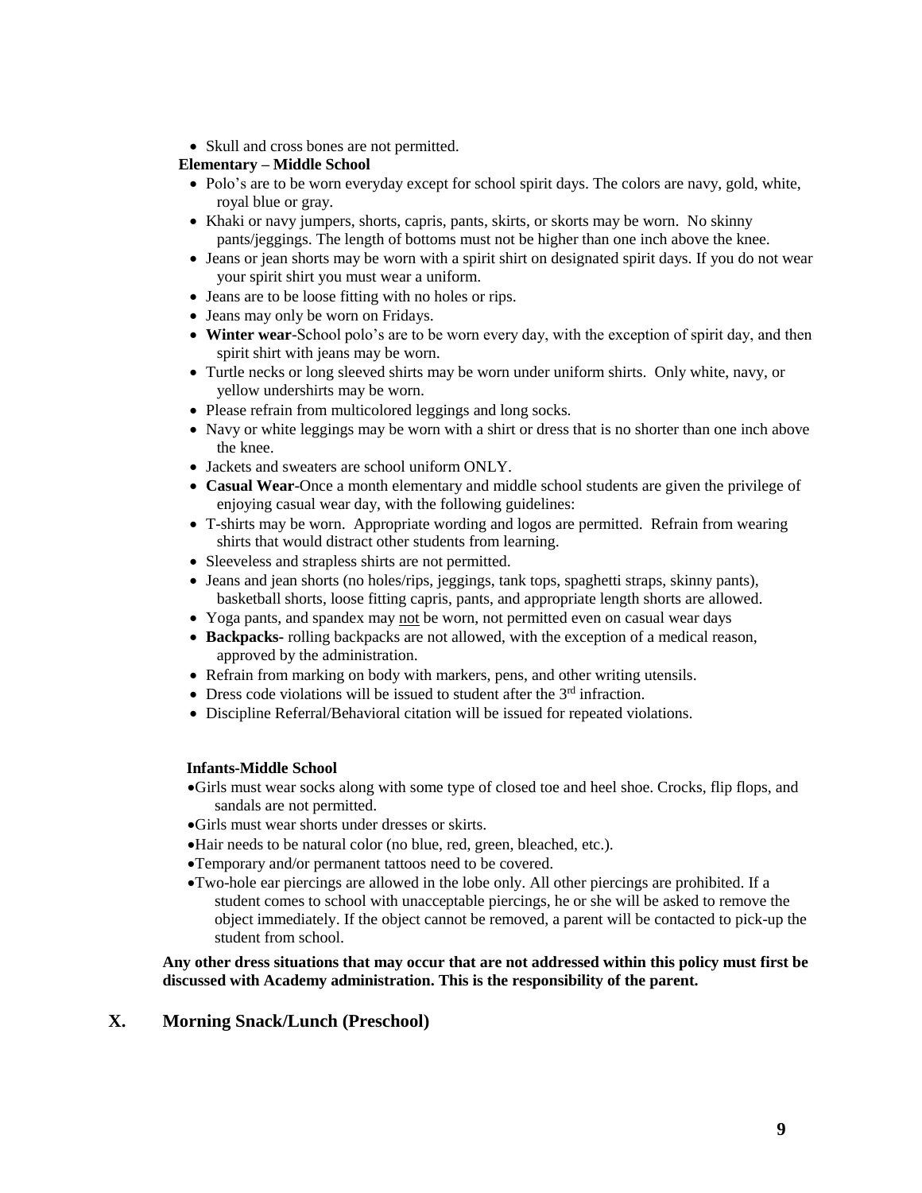- Skull and cross bones are not permitted.

**Elementary – Middle School**

- Polo's are to be worn everyday except for school spirit days. The colors are navy, gold, white, royal blue or gray.
- Khaki or navy jumpers, shorts, capris, pants, skirts, or skorts may be worn. No skinny pants/jeggings. The length of bottoms must not be higher than one inch above the knee.
- Jeans or jean shorts may be worn with a spirit shirt on designated spirit days. If you do not wear your spirit shirt you must wear a uniform.
- Jeans are to be loose fitting with no holes or rips.
- Jeans may only be worn on Fridays.
- **Winter wear**-School polo's are to be worn every day, with the exception of spirit day, and then spirit shirt with jeans may be worn.
- Turtle necks or long sleeved shirts may be worn under uniform shirts. Only white, navy, or yellow undershirts may be worn.
- Please refrain from multicolored leggings and long socks.
- Navy or white leggings may be worn with a shirt or dress that is no shorter than one inch above the knee.
- Jackets and sweaters are school uniform ONLY.
- **Casual Wear**-Once a month elementary and middle school students are given the privilege of enjoying casual wear day, with the following guidelines:
- T-shirts may be worn. Appropriate wording and logos are permitted. Refrain from wearing shirts that would distract other students from learning.
- Sleeveless and strapless shirts are not permitted.
- Jeans and jean shorts (no holes/rips, jeggings, tank tops, spaghetti straps, skinny pants), basketball shorts, loose fitting capris, pants, and appropriate length shorts are allowed.
- Yoga pants, and spandex may not be worn, not permitted even on casual wear days
- **Backpacks-** rolling backpacks are not allowed, with the exception of a medical reason, approved by the administration.
- Refrain from marking on body with markers, pens, and other writing utensils.
- Dress code violations will be issued to student after the 3rd infraction.
- Discipline Referral/Behavioral citation will be issued for repeated violations.

**Infants-Middle School**

- Girls must wear socks along with some type of closed toe and heel shoe. Crocks, flip flops, and sandals are not permitted.
- Girls must wear shorts under dresses or skirts.
- Hair needs to be natural color (no blue, red, green, bleached, etc.).
- Temporary and/or permanent tattoos need to be covered.
- Two-hole ear piercings are allowed in the lobe only. All other piercings are prohibited. If a student comes to school with unacceptable piercings, he or she will be asked to remove the object immediately. If the object cannot be removed, a parent will be contacted to pick-up the student from school.

**Any other dress situations that may occur that are not addressed within this policy must first be discussed with Academy administration. This is the responsibility of the parent.**

## X. Morning Snack/Lunch (Preschool)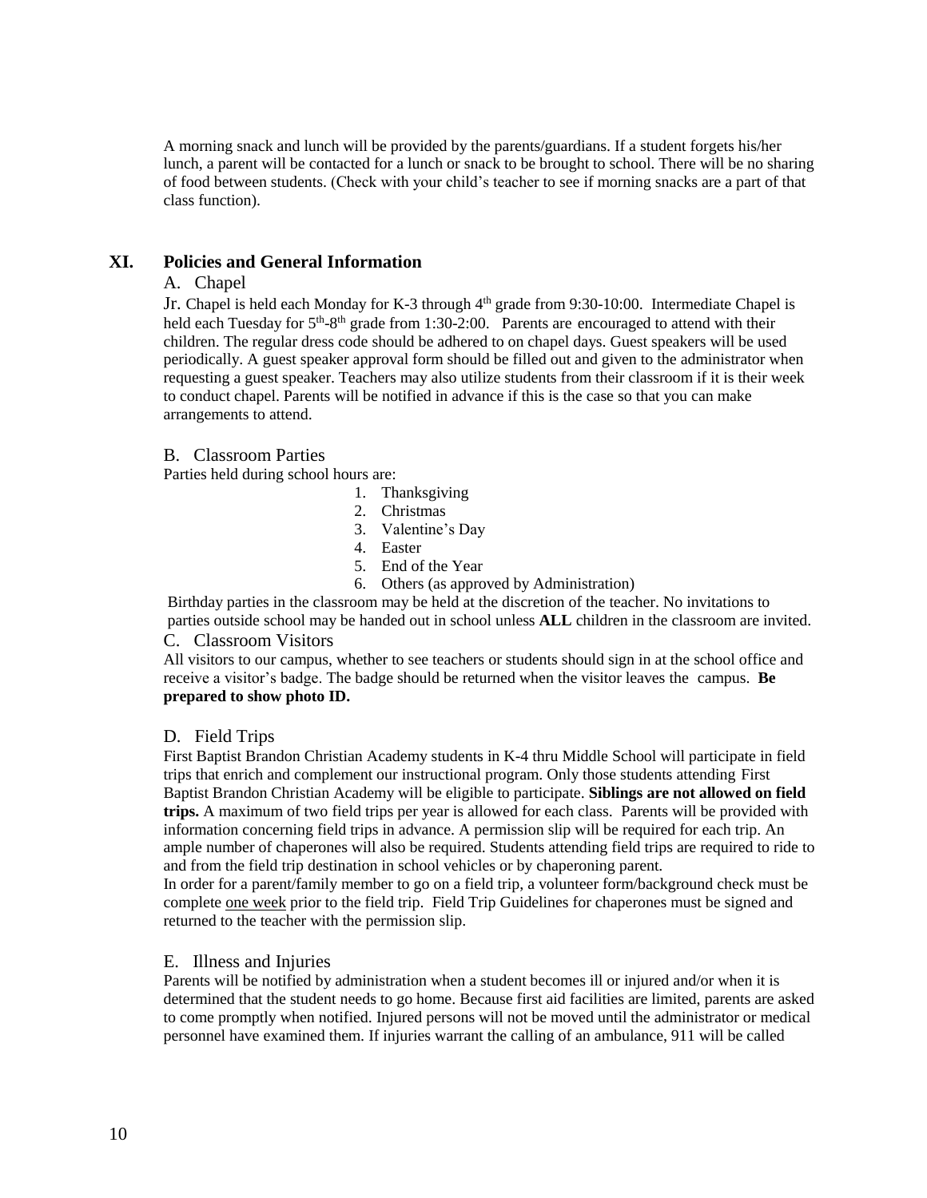A morning snack and lunch will be provided by the parents/guardians. If a student forgets his/her lunch, a parent will be contacted for a lunch or snack to be brought to school. There will be no sharing of food between students. (Check with your child's teacher to see if morning snacks are a part of that class function).

## XI. Policies and General Information

### A. Chapel

Jr. Chapel is held each Monday for K-3 through 4th grade from 9:30-10:00. Intermediate Chapel is held each Tuesday for 5th-8th grade from 1:30-2:00. Parents are encouraged to attend with their children. The regular dress code should be adhered to on chapel days. Guest speakers will be used periodically. A guest speaker approval form should be filled out and given to the administrator when requesting a guest speaker. Teachers may also utilize students from their classroom if it is their week to conduct chapel. Parents will be notified in advance if this is the case so that you can make arrangements to attend.

### B. Classroom Parties

Parties held during school hours are:

1. Thanksgiving
2. Christmas
3. Valentine's Day
4. Easter
5. End of the Year
6. Others (as approved by Administration)

Birthday parties in the classroom may be held at the discretion of the teacher. No invitations to parties outside school may be handed out in school unless **ALL** children in the classroom are invited.

### C. Classroom Visitors

All visitors to our campus, whether to see teachers or students should sign in at the school office and receive a visitor's badge. The badge should be returned when the visitor leaves the campus. **Be prepared to show photo ID.**

### D. Field Trips

First Baptist Brandon Christian Academy students in K-4 thru Middle School will participate in field trips that enrich and complement our instructional program. Only those students attending First Baptist Brandon Christian Academy will be eligible to participate. **Siblings are not allowed on field trips.** A maximum of two field trips per year is allowed for each class. Parents will be provided with information concerning field trips in advance. A permission slip will be required for each trip. An ample number of chaperones will also be required. Students attending field trips are required to ride to and from the field trip destination in school vehicles or by chaperoning parent.

In order for a parent/family member to go on a field trip, a volunteer form/background check must be complete one week prior to the field trip. Field Trip Guidelines for chaperones must be signed and returned to the teacher with the permission slip.

### E. Illness and Injuries

Parents will be notified by administration when a student becomes ill or injured and/or when it is determined that the student needs to go home. Because first aid facilities are limited, parents are asked to come promptly when notified. Injured persons will not be moved until the administrator or medical personnel have examined them. If injuries warrant the calling of an ambulance, 911 will be called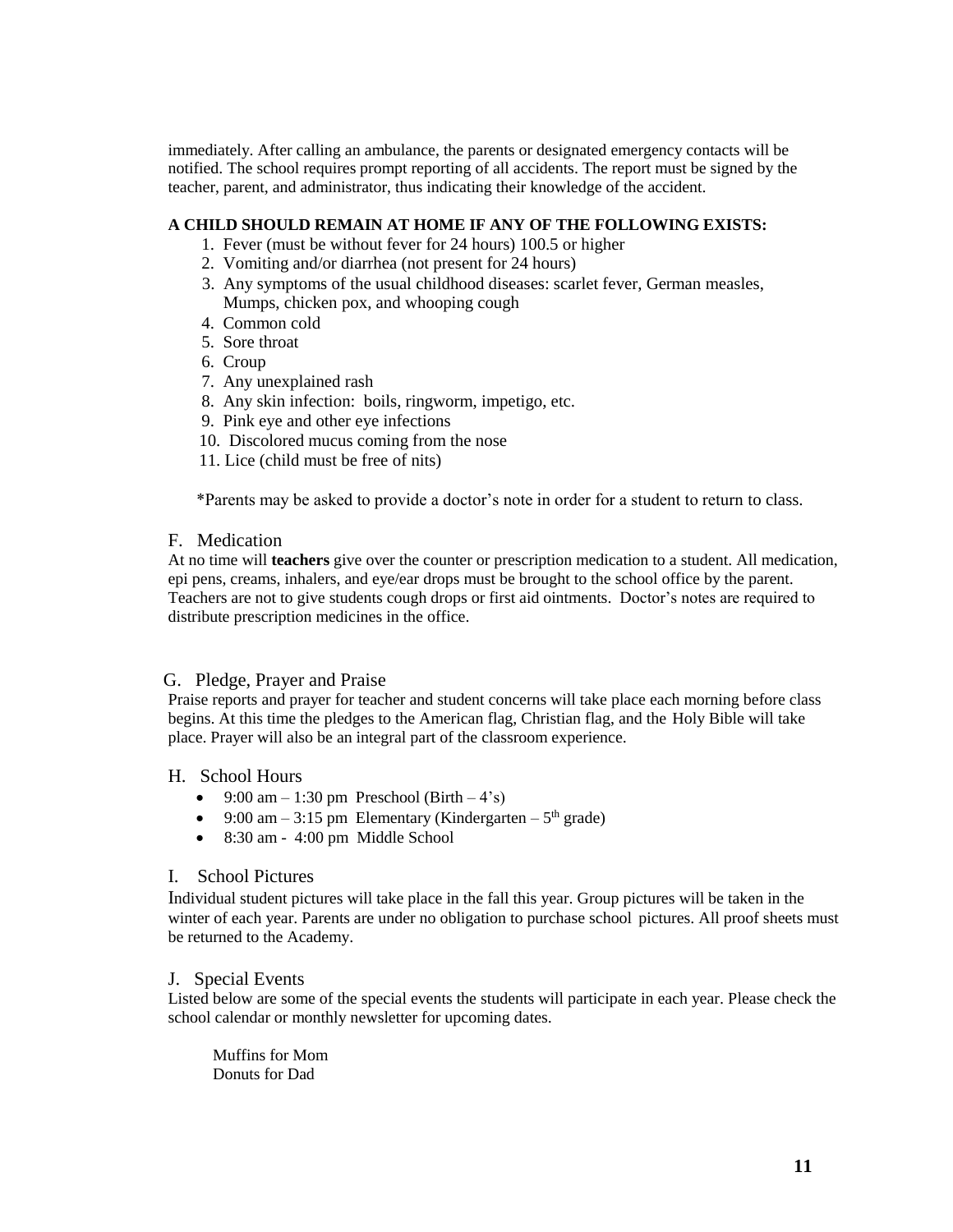immediately. After calling an ambulance, the parents or designated emergency contacts will be notified. The school requires prompt reporting of all accidents. The report must be signed by the teacher, parent, and administrator, thus indicating their knowledge of the accident.

**A CHILD SHOULD REMAIN AT HOME IF ANY OF THE FOLLOWING EXISTS:**

1. Fever (must be without fever for 24 hours) 100.5 or higher
2. Vomiting and/or diarrhea (not present for 24 hours)
3. Any symptoms of the usual childhood diseases: scarlet fever, German measles, Mumps, chicken pox, and whooping cough
4. Common cold
5. Sore throat
6. Croup
7. Any unexplained rash
8. Any skin infection: boils, ringworm, impetigo, etc.
9. Pink eye and other eye infections
10. Discolored mucus coming from the nose
11. Lice (child must be free of nits)

*Parents may be asked to provide a doctor's note in order for a student to return to class.

## F. Medication

At no time will **teachers** give over the counter or prescription medication to a student. All medication, epi pens, creams, inhalers, and eye/ear drops must be brought to the school office by the parent. Teachers are not to give students cough drops or first aid ointments. Doctor's notes are required to distribute prescription medicines in the office.

## G. Pledge, Prayer and Praise

Praise reports and prayer for teacher and student concerns will take place each morning before class begins. At this time the pledges to the American flag, Christian flag, and the Holy Bible will take place. Prayer will also be an integral part of the classroom experience.

## H. School Hours

- 9:00 am – 1:30 pm Preschool (Birth – 4's)
- 9:00 am – 3:15 pm Elementary (Kindergarten – 5th grade)
- 8:30 am - 4:00 pm Middle School

## I. School Pictures

Individual student pictures will take place in the fall this year. Group pictures will be taken in the winter of each year. Parents are under no obligation to purchase school pictures. All proof sheets must be returned to the Academy.

## J. Special Events

Listed below are some of the special events the students will participate in each year. Please check the school calendar or monthly newsletter for upcoming dates.

Muffins for Mom
Donuts for Dad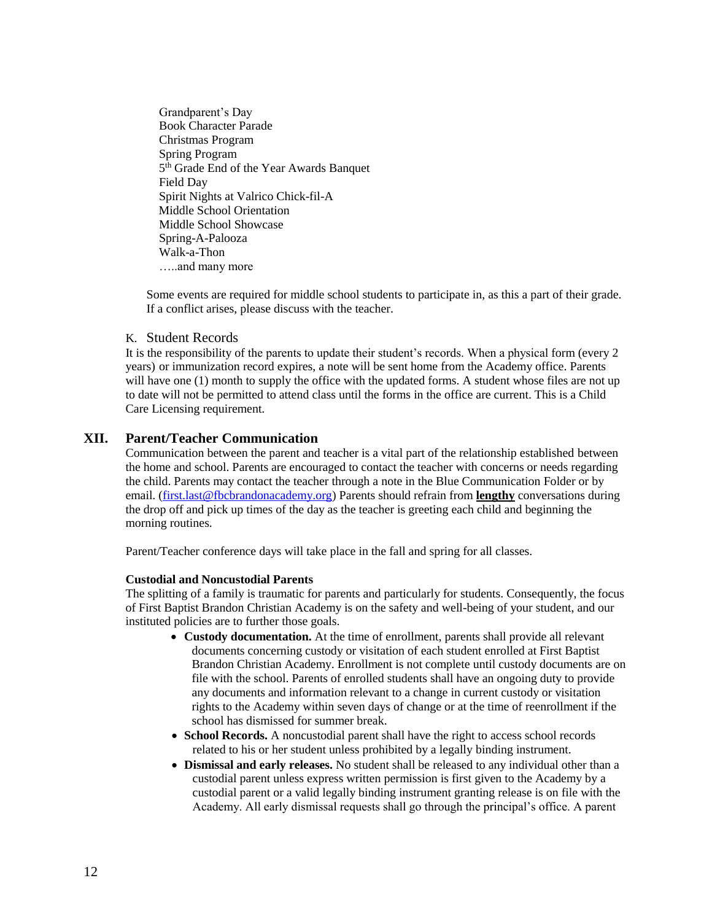Grandparent's Day
Book Character Parade
Christmas Program
Spring Program
5th Grade End of the Year Awards Banquet
Field Day
Spirit Nights at Valrico Chick-fil-A
Middle School Orientation
Middle School Showcase
Spring-A-Palooza
Walk-a-Thon
…..and many more

Some events are required for middle school students to participate in, as this a part of their grade. If a conflict arises, please discuss with the teacher.

### K. Student Records

It is the responsibility of the parents to update their student's records. When a physical form (every 2 years) or immunization record expires, a note will be sent home from the Academy office. Parents will have one (1) month to supply the office with the updated forms. A student whose files are not up to date will not be permitted to attend class until the forms in the office are current. This is a Child Care Licensing requirement.

## XII. Parent/Teacher Communication

Communication between the parent and teacher is a vital part of the relationship established between the home and school. Parents are encouraged to contact the teacher with concerns or needs regarding the child. Parents may contact the teacher through a note in the Blue Communication Folder or by email. (first.last@fbcbrandonacademy.org) Parents should refrain from **lengthy** conversations during the drop off and pick up times of the day as the teacher is greeting each child and beginning the morning routines.

Parent/Teacher conference days will take place in the fall and spring for all classes.

**Custodial and Noncustodial Parents**

The splitting of a family is traumatic for parents and particularly for students. Consequently, the focus of First Baptist Brandon Christian Academy is on the safety and well-being of your student, and our instituted policies are to further those goals.

- **Custody documentation.** At the time of enrollment, parents shall provide all relevant documents concerning custody or visitation of each student enrolled at First Baptist Brandon Christian Academy. Enrollment is not complete until custody documents are on file with the school. Parents of enrolled students shall have an ongoing duty to provide any documents and information relevant to a change in current custody or visitation rights to the Academy within seven days of change or at the time of reenrollment if the school has dismissed for summer break.
- **School Records.** A noncustodial parent shall have the right to access school records related to his or her student unless prohibited by a legally binding instrument.
- **Dismissal and early releases.** No student shall be released to any individual other than a custodial parent unless express written permission is first given to the Academy by a custodial parent or a valid legally binding instrument granting release is on file with the Academy. All early dismissal requests shall go through the principal's office. A parent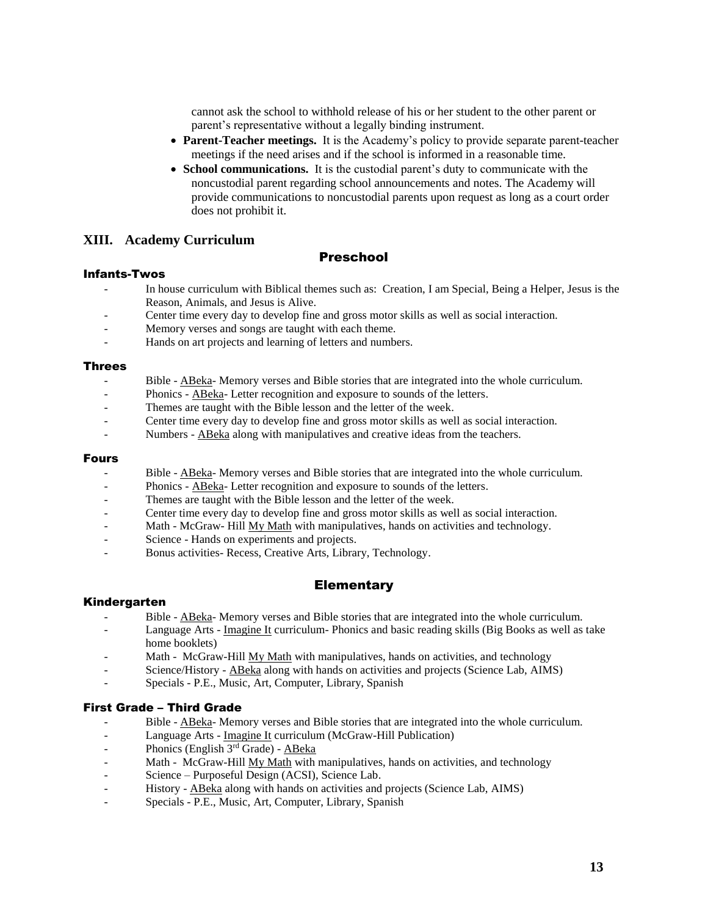cannot ask the school to withhold release of his or her student to the other parent or parent's representative without a legally binding instrument.

- **Parent-Teacher meetings.** It is the Academy's policy to provide separate parent-teacher meetings if the need arises and if the school is informed in a reasonable time.
- **School communications.** It is the custodial parent's duty to communicate with the noncustodial parent regarding school announcements and notes. The Academy will provide communications to noncustodial parents upon request as long as a court order does not prohibit it.

## XIII. Academy Curriculum

### Preschool

#### Infants-Twos

- In house curriculum with Biblical themes such as: Creation, I am Special, Being a Helper, Jesus is the Reason, Animals, and Jesus is Alive.
- Center time every day to develop fine and gross motor skills as well as social interaction.
- Memory verses and songs are taught with each theme.
- Hands on art projects and learning of letters and numbers.

#### Threes

- Bible - ABeka- Memory verses and Bible stories that are integrated into the whole curriculum.
- Phonics - ABeka- Letter recognition and exposure to sounds of the letters.
- Themes are taught with the Bible lesson and the letter of the week.
- Center time every day to develop fine and gross motor skills as well as social interaction.
- Numbers - ABeka along with manipulatives and creative ideas from the teachers.

#### Fours

- Bible - ABeka- Memory verses and Bible stories that are integrated into the whole curriculum.
- Phonics - ABeka- Letter recognition and exposure to sounds of the letters.
- Themes are taught with the Bible lesson and the letter of the week.
- Center time every day to develop fine and gross motor skills as well as social interaction.
- Math - McGraw- Hill My Math with manipulatives, hands on activities and technology.
- Science - Hands on experiments and projects.
- Bonus activities- Recess, Creative Arts, Library, Technology.

### Elementary

#### Kindergarten

- Bible - ABeka- Memory verses and Bible stories that are integrated into the whole curriculum.
- Language Arts - Imagine It curriculum- Phonics and basic reading skills (Big Books as well as take home booklets)
- Math - McGraw-Hill My Math with manipulatives, hands on activities, and technology
- Science/History - ABeka along with hands on activities and projects (Science Lab, AIMS)
- Specials - P.E., Music, Art, Computer, Library, Spanish

#### First Grade – Third Grade

- Bible - ABeka- Memory verses and Bible stories that are integrated into the whole curriculum.
- Language Arts - Imagine It curriculum (McGraw-Hill Publication)
- Phonics (English 3rd Grade) - ABeka
- Math - McGraw-Hill My Math with manipulatives, hands on activities, and technology
- Science – Purposeful Design (ACSI), Science Lab.
- History - ABeka along with hands on activities and projects (Science Lab, AIMS)
- Specials - P.E., Music, Art, Computer, Library, Spanish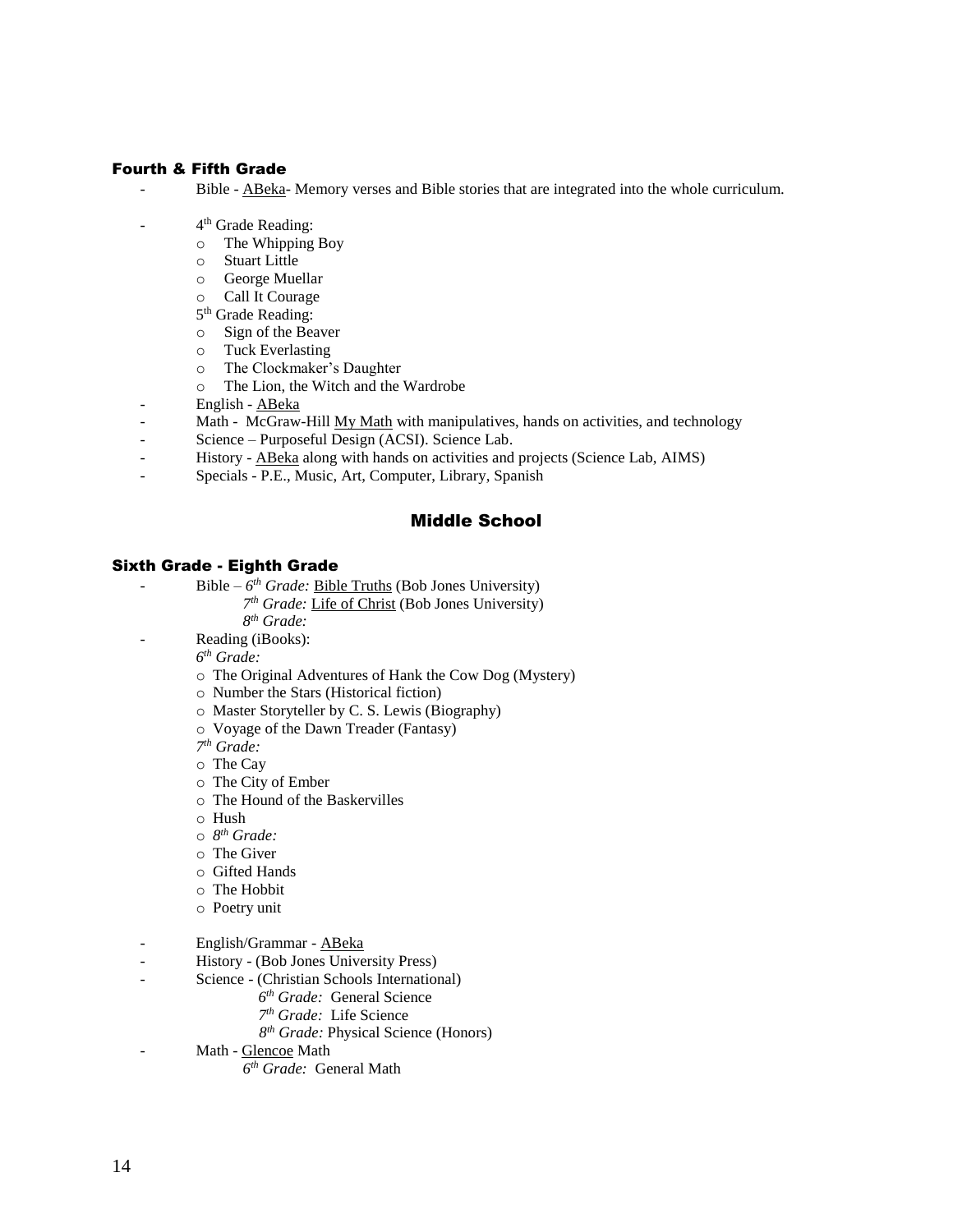### Fourth & Fifth Grade

- Bible - <u>ABeka</u>- Memory verses and Bible stories that are integrated into the whole curriculum.

- 4th Grade Reading:
  - The Whipping Boy
  - Stuart Little
  - George Muellar
  - Call It Courage

  5th Grade Reading:
  - Sign of the Beaver
  - Tuck Everlasting
  - The Clockmaker's Daughter
  - The Lion, the Witch and the Wardrobe
- English - <u>ABeka</u>
- Math - McGraw-Hill <u>My Math</u> with manipulatives, hands on activities, and technology
- Science – Purposeful Design (ACSI). Science Lab.
- History - <u>ABeka</u> along with hands on activities and projects (Science Lab, AIMS)
- Specials - P.E., Music, Art, Computer, Library, Spanish

## Middle School

### Sixth Grade - Eighth Grade

- Bible – *6th Grade:* <u>Bible Truths</u> (Bob Jones University)
  *7th Grade:* <u>Life of Christ</u> (Bob Jones University)
  *8th Grade:*
- Reading (iBooks):
  *6th Grade:*
  - The Original Adventures of Hank the Cow Dog (Mystery)
  - Number the Stars (Historical fiction)
  - Master Storyteller by C. S. Lewis (Biography)
  - Voyage of the Dawn Treader (Fantasy)

  *7th Grade:*
  - The Cay
  - The City of Ember
  - The Hound of the Baskervilles
  - Hush
  - *8th Grade:*
  - The Giver
  - Gifted Hands
  - The Hobbit
  - Poetry unit

- English/Grammar - <u>ABeka</u>
- History - (Bob Jones University Press)
- Science - (Christian Schools International)
  *6th Grade:* General Science
  *7th Grade:* Life Science
  *8th Grade:* Physical Science (Honors)
- Math - <u>Glencoe</u> Math
  *6th Grade:* General Math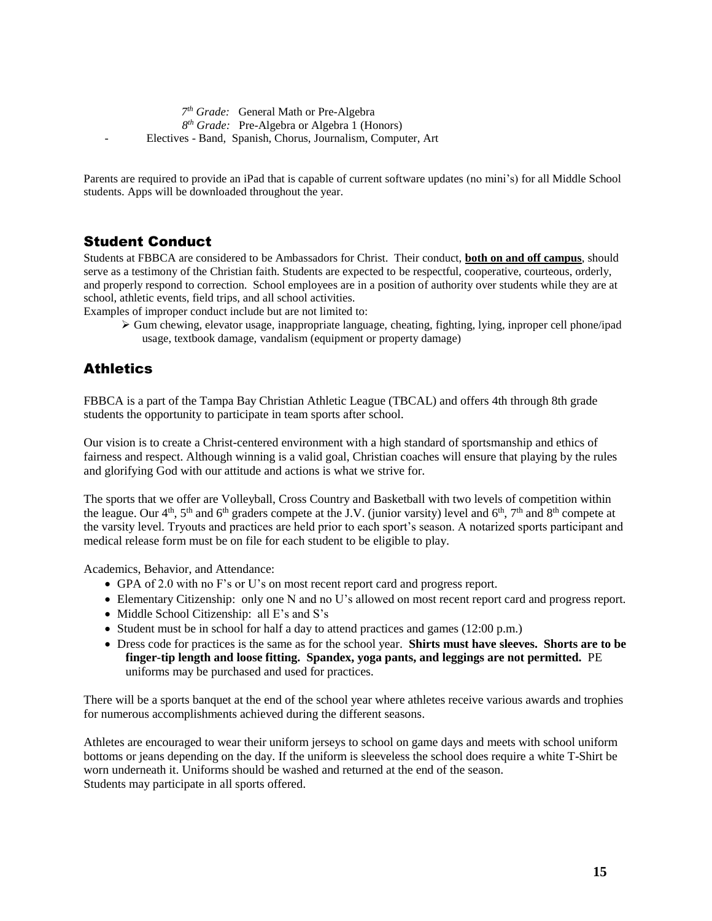*7th Grade:* General Math or Pre-Algebra

*8th Grade:* Pre-Algebra or Algebra 1 (Honors)

- Electives - Band, Spanish, Chorus, Journalism, Computer, Art

Parents are required to provide an iPad that is capable of current software updates (no mini's) for all Middle School students. Apps will be downloaded throughout the year.

## Student Conduct

Students at FBBCA are considered to be Ambassadors for Christ. Their conduct, **both on and off campus**, should serve as a testimony of the Christian faith. Students are expected to be respectful, cooperative, courteous, orderly, and properly respond to correction. School employees are in a position of authority over students while they are at school, athletic events, field trips, and all school activities.

Examples of improper conduct include but are not limited to:

- Gum chewing, elevator usage, inappropriate language, cheating, fighting, lying, inproper cell phone/ipad usage, textbook damage, vandalism (equipment or property damage)

## Athletics

FBBCA is a part of the Tampa Bay Christian Athletic League (TBCAL) and offers 4th through 8th grade students the opportunity to participate in team sports after school.

Our vision is to create a Christ-centered environment with a high standard of sportsmanship and ethics of fairness and respect. Although winning is a valid goal, Christian coaches will ensure that playing by the rules and glorifying God with our attitude and actions is what we strive for.

The sports that we offer are Volleyball, Cross Country and Basketball with two levels of competition within the league. Our 4th, 5th and 6th graders compete at the J.V. (junior varsity) level and 6th, 7th and 8th compete at the varsity level. Tryouts and practices are held prior to each sport's season. A notarized sports participant and medical release form must be on file for each student to be eligible to play.

Academics, Behavior, and Attendance:

- GPA of 2.0 with no F's or U's on most recent report card and progress report.
- Elementary Citizenship: only one N and no U's allowed on most recent report card and progress report.
- Middle School Citizenship: all E's and S's
- Student must be in school for half a day to attend practices and games (12:00 p.m.)
- Dress code for practices is the same as for the school year. **Shirts must have sleeves. Shorts are to be finger-tip length and loose fitting. Spandex, yoga pants, and leggings are not permitted.** PE uniforms may be purchased and used for practices.

There will be a sports banquet at the end of the school year where athletes receive various awards and trophies for numerous accomplishments achieved during the different seasons.

Athletes are encouraged to wear their uniform jerseys to school on game days and meets with school uniform bottoms or jeans depending on the day. If the uniform is sleeveless the school does require a white T-Shirt be worn underneath it. Uniforms should be washed and returned at the end of the season.
Students may participate in all sports offered.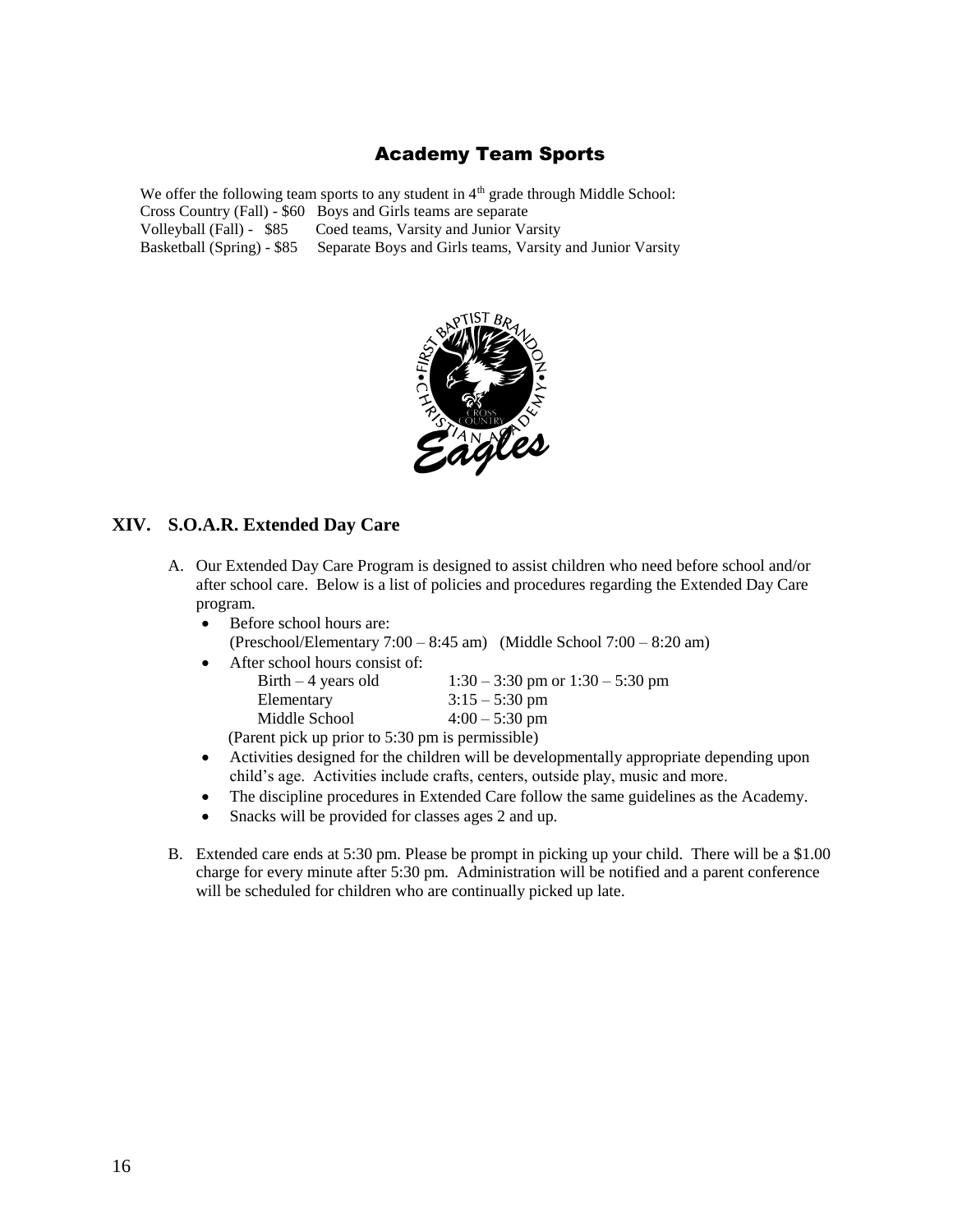## Academy Team Sports

We offer the following team sports to any student in 4th grade through Middle School:
Cross Country (Fall) - $60 Boys and Girls teams are separate
Volleyball (Fall) - $85 Coed teams, Varsity and Junior Varsity
Basketball (Spring) - $85 Separate Boys and Girls teams, Varsity and Junior Varsity

## XIV. S.O.A.R. Extended Day Care

A. Our Extended Day Care Program is designed to assist children who need before school and/or after school care. Below is a list of policies and procedures regarding the Extended Day Care program.

- Before school hours are:
  (Preschool/Elementary 7:00 – 8:45 am) (Middle School 7:00 – 8:20 am)
- After school hours consist of:

| | |
|---|---|
| Birth – 4 years old | 1:30 – 3:30 pm or 1:30 – 5:30 pm |
| Elementary | 3:15 – 5:30 pm |
| Middle School | 4:00 – 5:30 pm |

  (Parent pick up prior to 5:30 pm is permissible)
- Activities designed for the children will be developmentally appropriate depending upon child's age. Activities include crafts, centers, outside play, music and more.
- The discipline procedures in Extended Care follow the same guidelines as the Academy.
- Snacks will be provided for classes ages 2 and up.

B. Extended care ends at 5:30 pm. Please be prompt in picking up your child. There will be a $1.00 charge for every minute after 5:30 pm. Administration will be notified and a parent conference will be scheduled for children who are continually picked up late.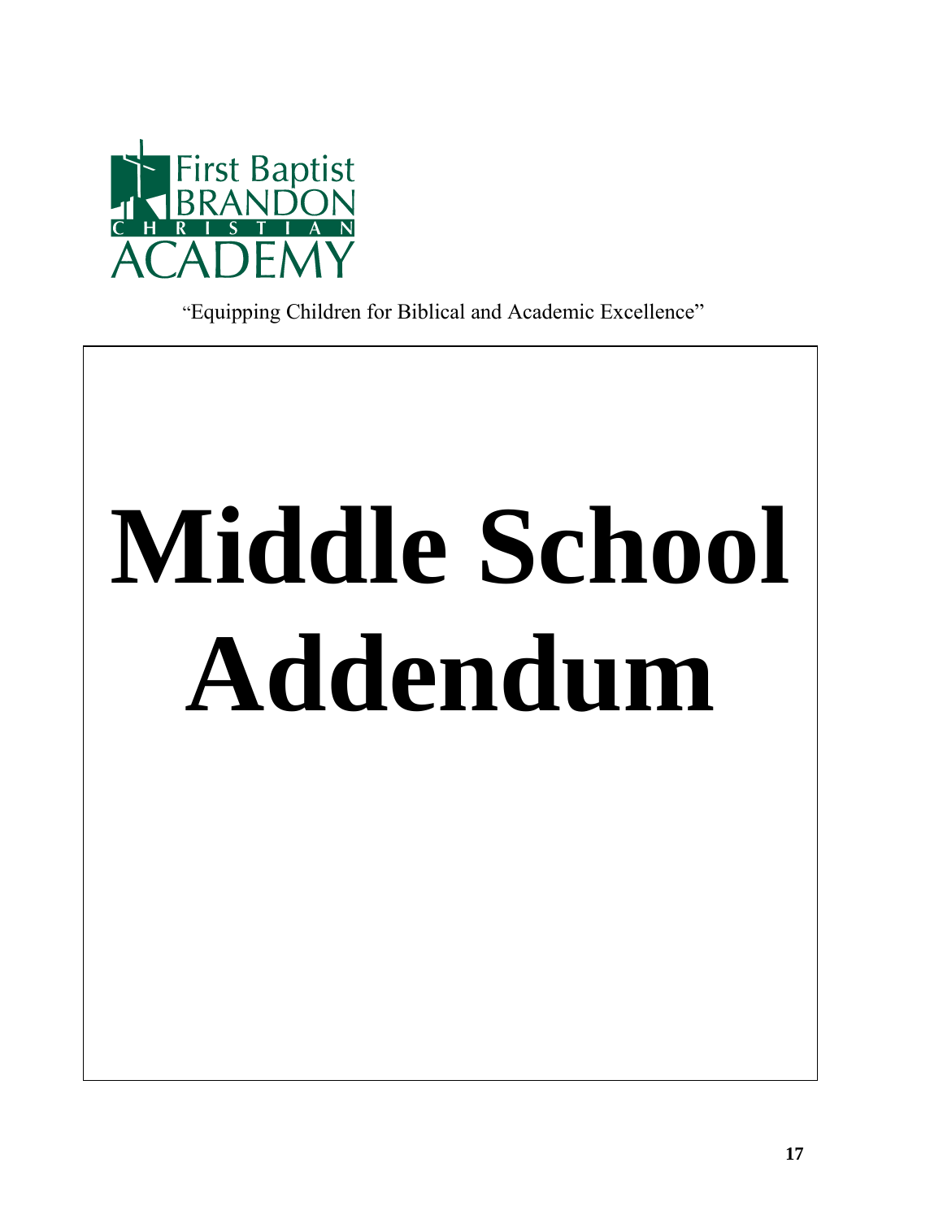First Baptist BRANDON CHRISTIAN ACADEMY

"Equipping Children for Biblical and Academic Excellence"

# Middle School Addendum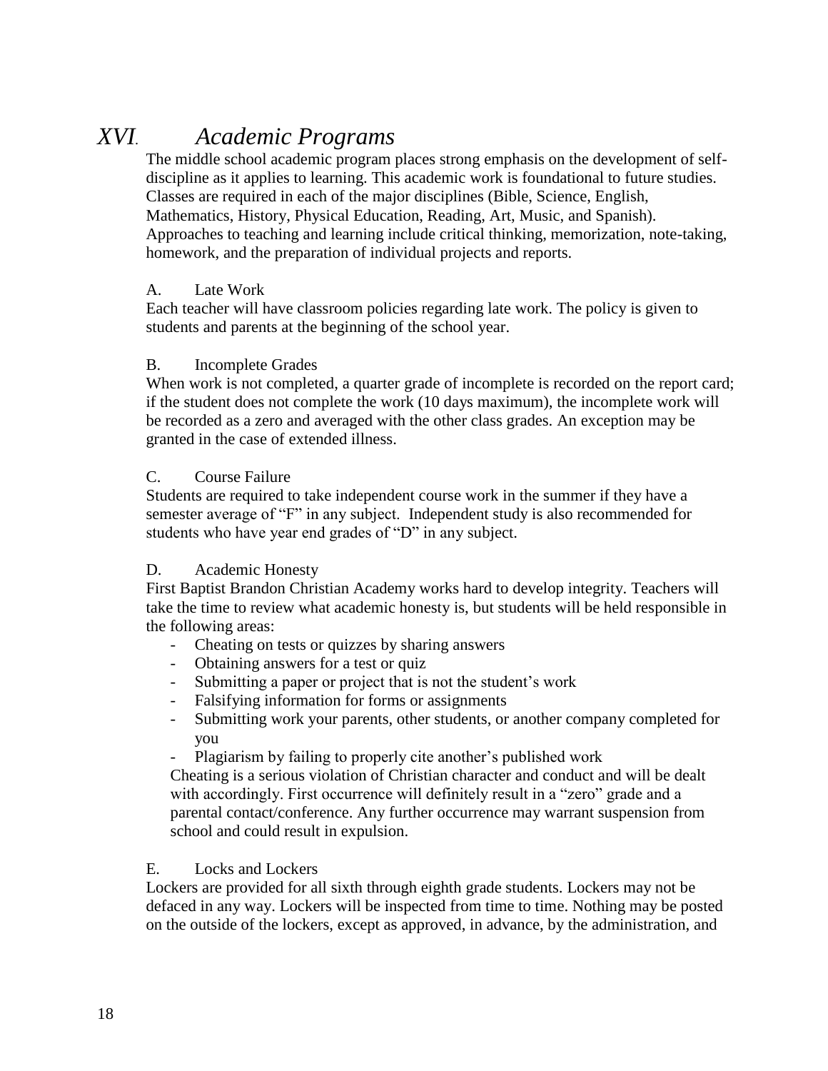# *XVI. Academic Programs*

The middle school academic program places strong emphasis on the development of self-discipline as it applies to learning. This academic work is foundational to future studies. Classes are required in each of the major disciplines (Bible, Science, English, Mathematics, History, Physical Education, Reading, Art, Music, and Spanish). Approaches to teaching and learning include critical thinking, memorization, note-taking, homework, and the preparation of individual projects and reports.

## A. Late Work

Each teacher will have classroom policies regarding late work. The policy is given to students and parents at the beginning of the school year.

## B. Incomplete Grades

When work is not completed, a quarter grade of incomplete is recorded on the report card; if the student does not complete the work (10 days maximum), the incomplete work will be recorded as a zero and averaged with the other class grades. An exception may be granted in the case of extended illness.

## C. Course Failure

Students are required to take independent course work in the summer if they have a semester average of "F" in any subject. Independent study is also recommended for students who have year end grades of "D" in any subject.

## D. Academic Honesty

First Baptist Brandon Christian Academy works hard to develop integrity. Teachers will take the time to review what academic honesty is, but students will be held responsible in the following areas:

- Cheating on tests or quizzes by sharing answers
- Obtaining answers for a test or quiz
- Submitting a paper or project that is not the student's work
- Falsifying information for forms or assignments
- Submitting work your parents, other students, or another company completed for you
- Plagiarism by failing to properly cite another's published work

Cheating is a serious violation of Christian character and conduct and will be dealt with accordingly. First occurrence will definitely result in a "zero" grade and a parental contact/conference. Any further occurrence may warrant suspension from school and could result in expulsion.

## E. Locks and Lockers

Lockers are provided for all sixth through eighth grade students. Lockers may not be defaced in any way. Lockers will be inspected from time to time. Nothing may be posted on the outside of the lockers, except as approved, in advance, by the administration, and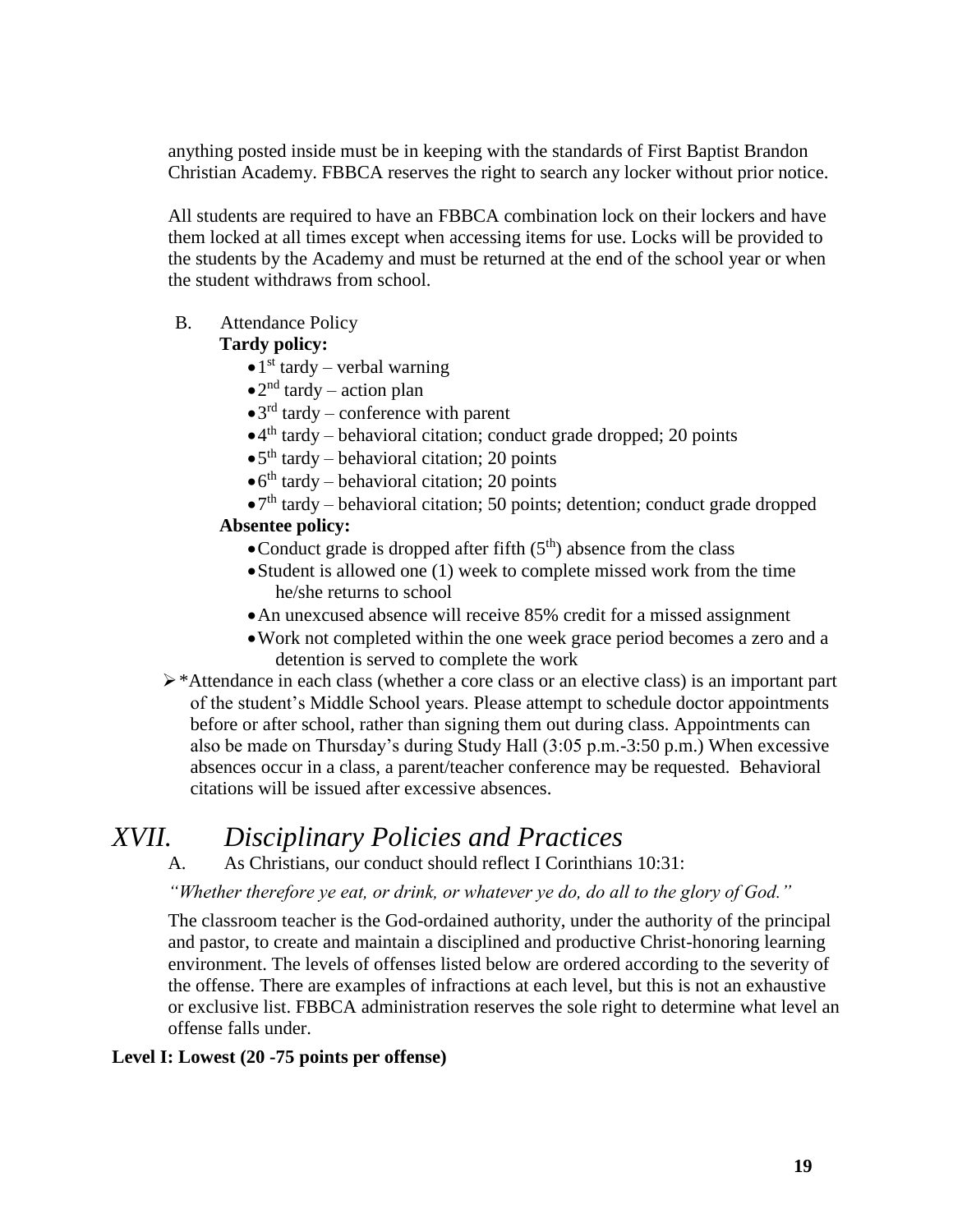anything posted inside must be in keeping with the standards of First Baptist Brandon Christian Academy. FBBCA reserves the right to search any locker without prior notice.

All students are required to have an FBBCA combination lock on their lockers and have them locked at all times except when accessing items for use. Locks will be provided to the students by the Academy and must be returned at the end of the school year or when the student withdraws from school.

B. Attendance Policy

**Tardy policy:**

- 1st tardy – verbal warning
- 2nd tardy – action plan
- 3rd tardy – conference with parent
- 4th tardy – behavioral citation; conduct grade dropped; 20 points
- 5th tardy – behavioral citation; 20 points
- 6th tardy – behavioral citation; 20 points
- 7th tardy – behavioral citation; 50 points; detention; conduct grade dropped

**Absentee policy:**

- Conduct grade is dropped after fifth (5th) absence from the class
- Student is allowed one (1) week to complete missed work from the time he/she returns to school
- An unexcused absence will receive 85% credit for a missed assignment
- Work not completed within the one week grace period becomes a zero and a detention is served to complete the work

➢ *Attendance in each class (whether a core class or an elective class) is an important part of the student's Middle School years. Please attempt to schedule doctor appointments before or after school, rather than signing them out during class. Appointments can also be made on Thursday's during Study Hall (3:05 p.m.-3:50 p.m.) When excessive absences occur in a class, a parent/teacher conference may be requested. Behavioral citations will be issued after excessive absences.

# *XVII. Disciplinary Policies and Practices*

A. As Christians, our conduct should reflect I Corinthians 10:31:

*"Whether therefore ye eat, or drink, or whatever ye do, do all to the glory of God."*

The classroom teacher is the God-ordained authority, under the authority of the principal and pastor, to create and maintain a disciplined and productive Christ-honoring learning environment. The levels of offenses listed below are ordered according to the severity of the offense. There are examples of infractions at each level, but this is not an exhaustive or exclusive list. FBBCA administration reserves the sole right to determine what level an offense falls under.

**Level I: Lowest (20 -75 points per offense)**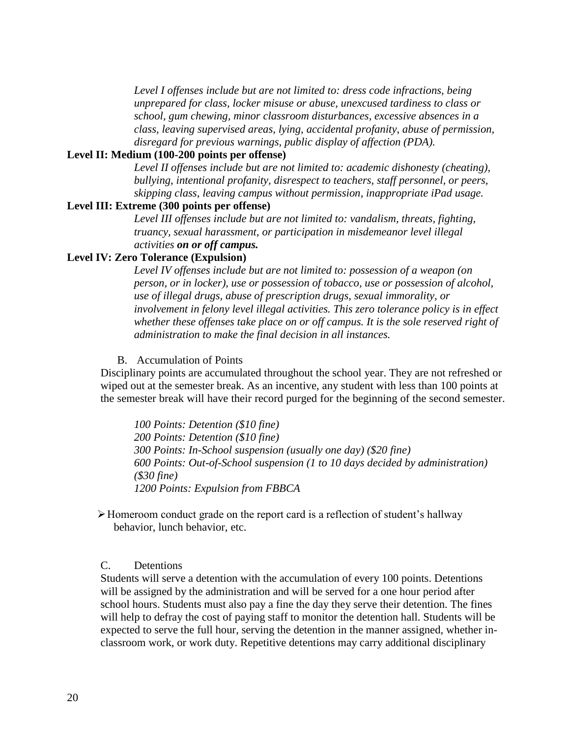*Level I offenses include but are not limited to: dress code infractions, being unprepared for class, locker misuse or abuse, unexcused tardiness to class or school, gum chewing, minor classroom disturbances, excessive absences in a class, leaving supervised areas, lying, accidental profanity, abuse of permission, disregard for previous warnings, public display of affection (PDA).*

**Level II: Medium (100-200 points per offense)**

*Level II offenses include but are not limited to: academic dishonesty (cheating), bullying, intentional profanity, disrespect to teachers, staff personnel, or peers, skipping class, leaving campus without permission, inappropriate iPad usage.*

**Level III: Extreme (300 points per offense)**

*Level III offenses include but are not limited to: vandalism, threats, fighting, truancy, sexual harassment, or participation in misdemeanor level illegal activities* ***on or off campus.***

**Level IV: Zero Tolerance (Expulsion)**

*Level IV offenses include but are not limited to: possession of a weapon (on person, or in locker), use or possession of tobacco, use or possession of alcohol, use of illegal drugs, abuse of prescription drugs, sexual immorality, or involvement in felony level illegal activities. This zero tolerance policy is in effect whether these offenses take place on or off campus. It is the sole reserved right of administration to make the final decision in all instances.*

B. Accumulation of Points

Disciplinary points are accumulated throughout the school year. They are not refreshed or wiped out at the semester break. As an incentive, any student with less than 100 points at the semester break will have their record purged for the beginning of the second semester.

*100 Points: Detention ($10 fine)*
*200 Points: Detention ($10 fine)*
*300 Points: In-School suspension (usually one day) ($20 fine)*
*600 Points: Out-of-School suspension (1 to 10 days decided by administration) ($30 fine)*
*1200 Points: Expulsion from FBBCA*

- Homeroom conduct grade on the report card is a reflection of student's hallway behavior, lunch behavior, etc.

C. Detentions

Students will serve a detention with the accumulation of every 100 points. Detentions will be assigned by the administration and will be served for a one hour period after school hours. Students must also pay a fine the day they serve their detention. The fines will help to defray the cost of paying staff to monitor the detention hall. Students will be expected to serve the full hour, serving the detention in the manner assigned, whether in-classroom work, or work duty. Repetitive detentions may carry additional disciplinary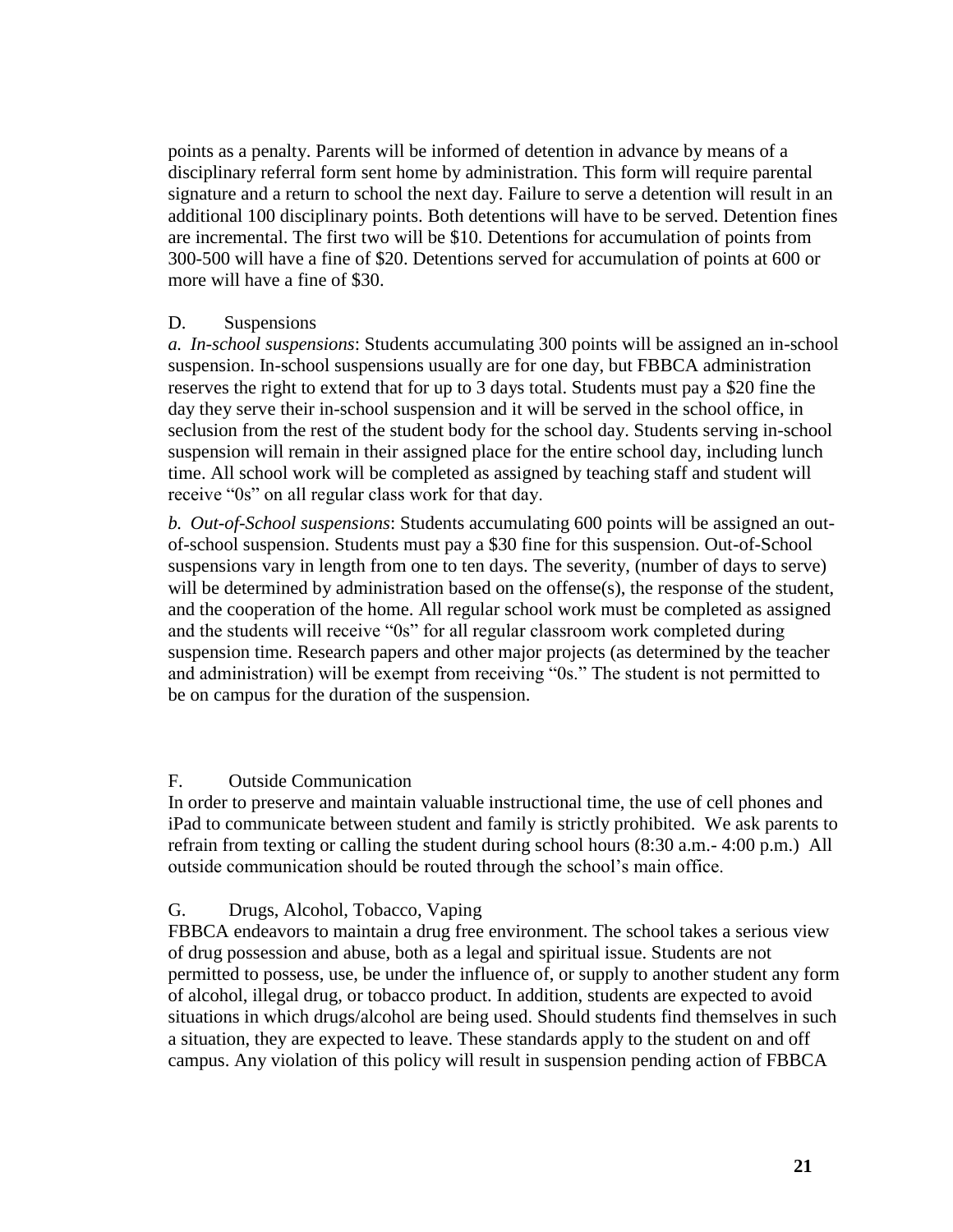points as a penalty. Parents will be informed of detention in advance by means of a disciplinary referral form sent home by administration. This form will require parental signature and a return to school the next day. Failure to serve a detention will result in an additional 100 disciplinary points. Both detentions will have to be served. Detention fines are incremental. The first two will be $10. Detentions for accumulation of points from 300-500 will have a fine of $20. Detentions served for accumulation of points at 600 or more will have a fine of $30.

D. Suspensions

*a. In-school suspensions*: Students accumulating 300 points will be assigned an in-school suspension. In-school suspensions usually are for one day, but FBBCA administration reserves the right to extend that for up to 3 days total. Students must pay a $20 fine the day they serve their in-school suspension and it will be served in the school office, in seclusion from the rest of the student body for the school day. Students serving in-school suspension will remain in their assigned place for the entire school day, including lunch time. All school work will be completed as assigned by teaching staff and student will receive "0s" on all regular class work for that day.

*b. Out-of-School suspensions*: Students accumulating 600 points will be assigned an out-of-school suspension. Students must pay a $30 fine for this suspension. Out-of-School suspensions vary in length from one to ten days. The severity, (number of days to serve) will be determined by administration based on the offense(s), the response of the student, and the cooperation of the home. All regular school work must be completed as assigned and the students will receive "0s" for all regular classroom work completed during suspension time. Research papers and other major projects (as determined by the teacher and administration) will be exempt from receiving "0s." The student is not permitted to be on campus for the duration of the suspension.

F. Outside Communication

In order to preserve and maintain valuable instructional time, the use of cell phones and iPad to communicate between student and family is strictly prohibited. We ask parents to refrain from texting or calling the student during school hours (8:30 a.m.- 4:00 p.m.) All outside communication should be routed through the school's main office.

G. Drugs, Alcohol, Tobacco, Vaping

FBBCA endeavors to maintain a drug free environment. The school takes a serious view of drug possession and abuse, both as a legal and spiritual issue. Students are not permitted to possess, use, be under the influence of, or supply to another student any form of alcohol, illegal drug, or tobacco product. In addition, students are expected to avoid situations in which drugs/alcohol are being used. Should students find themselves in such a situation, they are expected to leave. These standards apply to the student on and off campus. Any violation of this policy will result in suspension pending action of FBBCA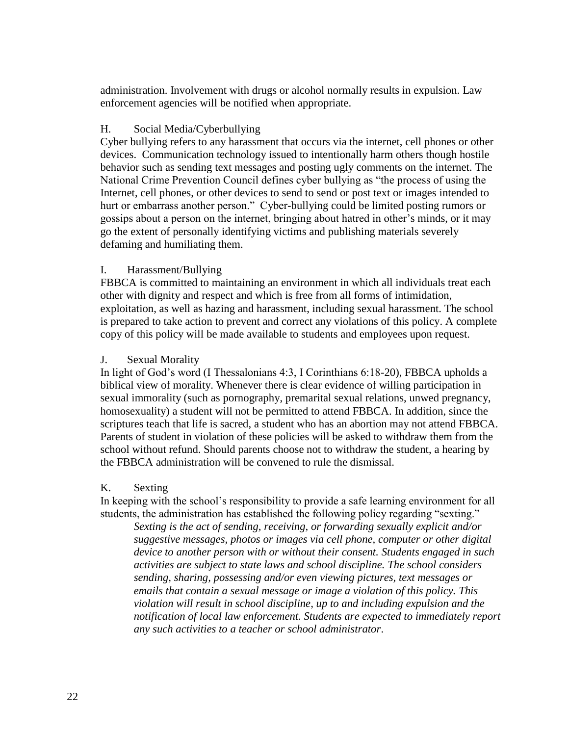administration. Involvement with drugs or alcohol normally results in expulsion. Law enforcement agencies will be notified when appropriate.

H. Social Media/Cyberbullying

Cyber bullying refers to any harassment that occurs via the internet, cell phones or other devices. Communication technology issued to intentionally harm others though hostile behavior such as sending text messages and posting ugly comments on the internet. The National Crime Prevention Council defines cyber bullying as "the process of using the Internet, cell phones, or other devices to send to send or post text or images intended to hurt or embarrass another person." Cyber-bullying could be limited posting rumors or gossips about a person on the internet, bringing about hatred in other's minds, or it may go the extent of personally identifying victims and publishing materials severely defaming and humiliating them.

I. Harassment/Bullying

FBBCA is committed to maintaining an environment in which all individuals treat each other with dignity and respect and which is free from all forms of intimidation, exploitation, as well as hazing and harassment, including sexual harassment. The school is prepared to take action to prevent and correct any violations of this policy. A complete copy of this policy will be made available to students and employees upon request.

J. Sexual Morality

In light of God's word (I Thessalonians 4:3, I Corinthians 6:18-20), FBBCA upholds a biblical view of morality. Whenever there is clear evidence of willing participation in sexual immorality (such as pornography, premarital sexual relations, unwed pregnancy, homosexuality) a student will not be permitted to attend FBBCA. In addition, since the scriptures teach that life is sacred, a student who has an abortion may not attend FBBCA. Parents of student in violation of these policies will be asked to withdraw them from the school without refund. Should parents choose not to withdraw the student, a hearing by the FBBCA administration will be convened to rule the dismissal.

K. Sexting

In keeping with the school's responsibility to provide a safe learning environment for all students, the administration has established the following policy regarding "sexting."

> *Sexting is the act of sending, receiving, or forwarding sexually explicit and/or suggestive messages, photos or images via cell phone, computer or other digital device to another person with or without their consent. Students engaged in such activities are subject to state laws and school discipline. The school considers sending, sharing, possessing and/or even viewing pictures, text messages or emails that contain a sexual message or image a violation of this policy. This violation will result in school discipline, up to and including expulsion and the notification of local law enforcement. Students are expected to immediately report any such activities to a teacher or school administrator*.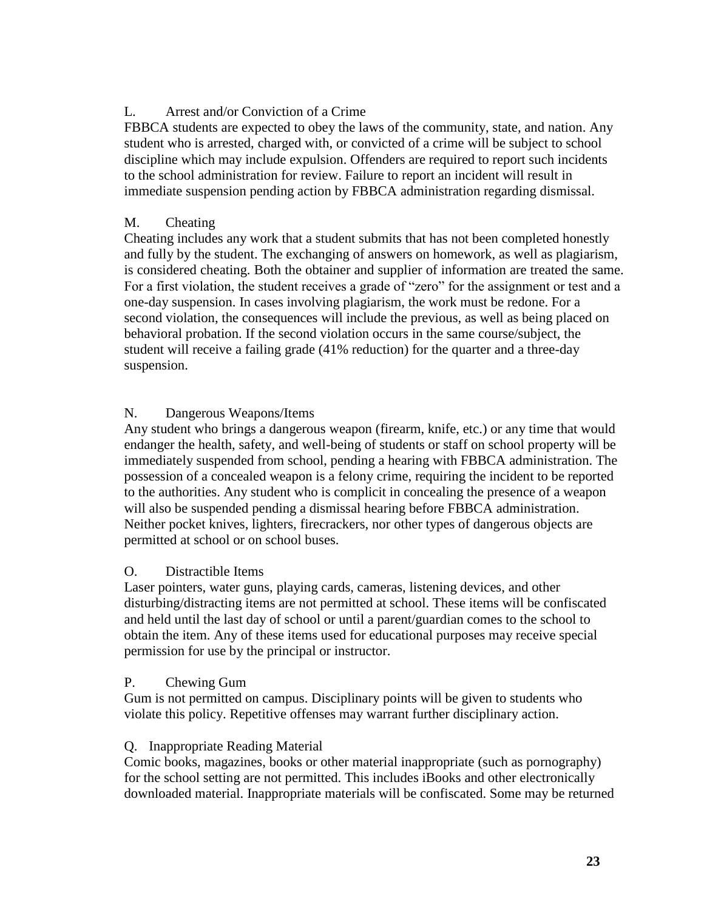### L. Arrest and/or Conviction of a Crime

FBBCA students are expected to obey the laws of the community, state, and nation. Any student who is arrested, charged with, or convicted of a crime will be subject to school discipline which may include expulsion. Offenders are required to report such incidents to the school administration for review. Failure to report an incident will result in immediate suspension pending action by FBBCA administration regarding dismissal.

### M. Cheating

Cheating includes any work that a student submits that has not been completed honestly and fully by the student. The exchanging of answers on homework, as well as plagiarism, is considered cheating. Both the obtainer and supplier of information are treated the same. For a first violation, the student receives a grade of "zero" for the assignment or test and a one-day suspension. In cases involving plagiarism, the work must be redone. For a second violation, the consequences will include the previous, as well as being placed on behavioral probation. If the second violation occurs in the same course/subject, the student will receive a failing grade (41% reduction) for the quarter and a three-day suspension.

### N. Dangerous Weapons/Items

Any student who brings a dangerous weapon (firearm, knife, etc.) or any time that would endanger the health, safety, and well-being of students or staff on school property will be immediately suspended from school, pending a hearing with FBBCA administration. The possession of a concealed weapon is a felony crime, requiring the incident to be reported to the authorities. Any student who is complicit in concealing the presence of a weapon will also be suspended pending a dismissal hearing before FBBCA administration. Neither pocket knives, lighters, firecrackers, nor other types of dangerous objects are permitted at school or on school buses.

### O. Distractible Items

Laser pointers, water guns, playing cards, cameras, listening devices, and other disturbing/distracting items are not permitted at school. These items will be confiscated and held until the last day of school or until a parent/guardian comes to the school to obtain the item. Any of these items used for educational purposes may receive special permission for use by the principal or instructor.

### P. Chewing Gum

Gum is not permitted on campus. Disciplinary points will be given to students who violate this policy. Repetitive offenses may warrant further disciplinary action.

### Q. Inappropriate Reading Material

Comic books, magazines, books or other material inappropriate (such as pornography) for the school setting are not permitted. This includes iBooks and other electronically downloaded material. Inappropriate materials will be confiscated. Some may be returned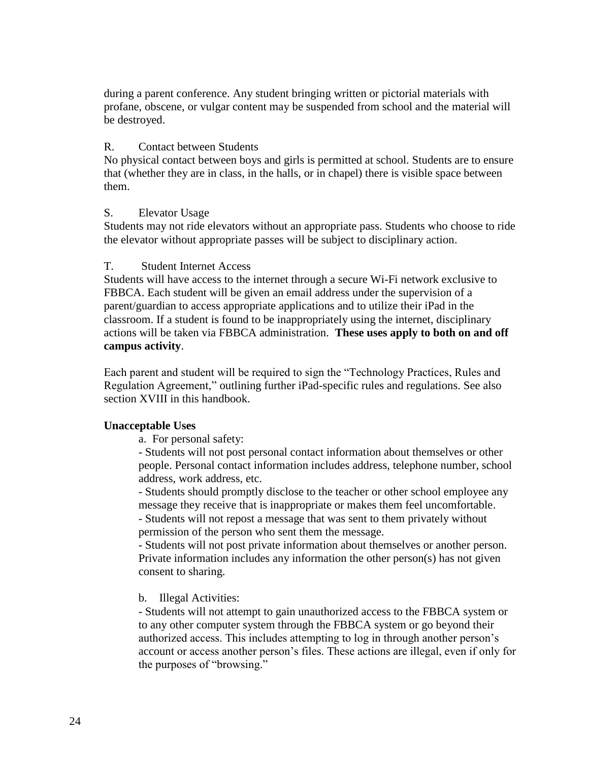during a parent conference. Any student bringing written or pictorial materials with profane, obscene, or vulgar content may be suspended from school and the material will be destroyed.

R. Contact between Students

No physical contact between boys and girls is permitted at school. Students are to ensure that (whether they are in class, in the halls, or in chapel) there is visible space between them.

S. Elevator Usage

Students may not ride elevators without an appropriate pass. Students who choose to ride the elevator without appropriate passes will be subject to disciplinary action.

T. Student Internet Access

Students will have access to the internet through a secure Wi-Fi network exclusive to FBBCA. Each student will be given an email address under the supervision of a parent/guardian to access appropriate applications and to utilize their iPad in the classroom. If a student is found to be inappropriately using the internet, disciplinary actions will be taken via FBBCA administration. **These uses apply to both on and off campus activity**.

Each parent and student will be required to sign the "Technology Practices, Rules and Regulation Agreement," outlining further iPad-specific rules and regulations. See also section XVIII in this handbook.

**Unacceptable Uses**

a. For personal safety:

- Students will not post personal contact information about themselves or other people. Personal contact information includes address, telephone number, school address, work address, etc.
- Students should promptly disclose to the teacher or other school employee any message they receive that is inappropriate or makes them feel uncomfortable.
- Students will not repost a message that was sent to them privately without permission of the person who sent them the message.
- Students will not post private information about themselves or another person. Private information includes any information the other person(s) has not given consent to sharing.

b. Illegal Activities:

- Students will not attempt to gain unauthorized access to the FBBCA system or to any other computer system through the FBBCA system or go beyond their authorized access. This includes attempting to log in through another person's account or access another person's files. These actions are illegal, even if only for the purposes of "browsing."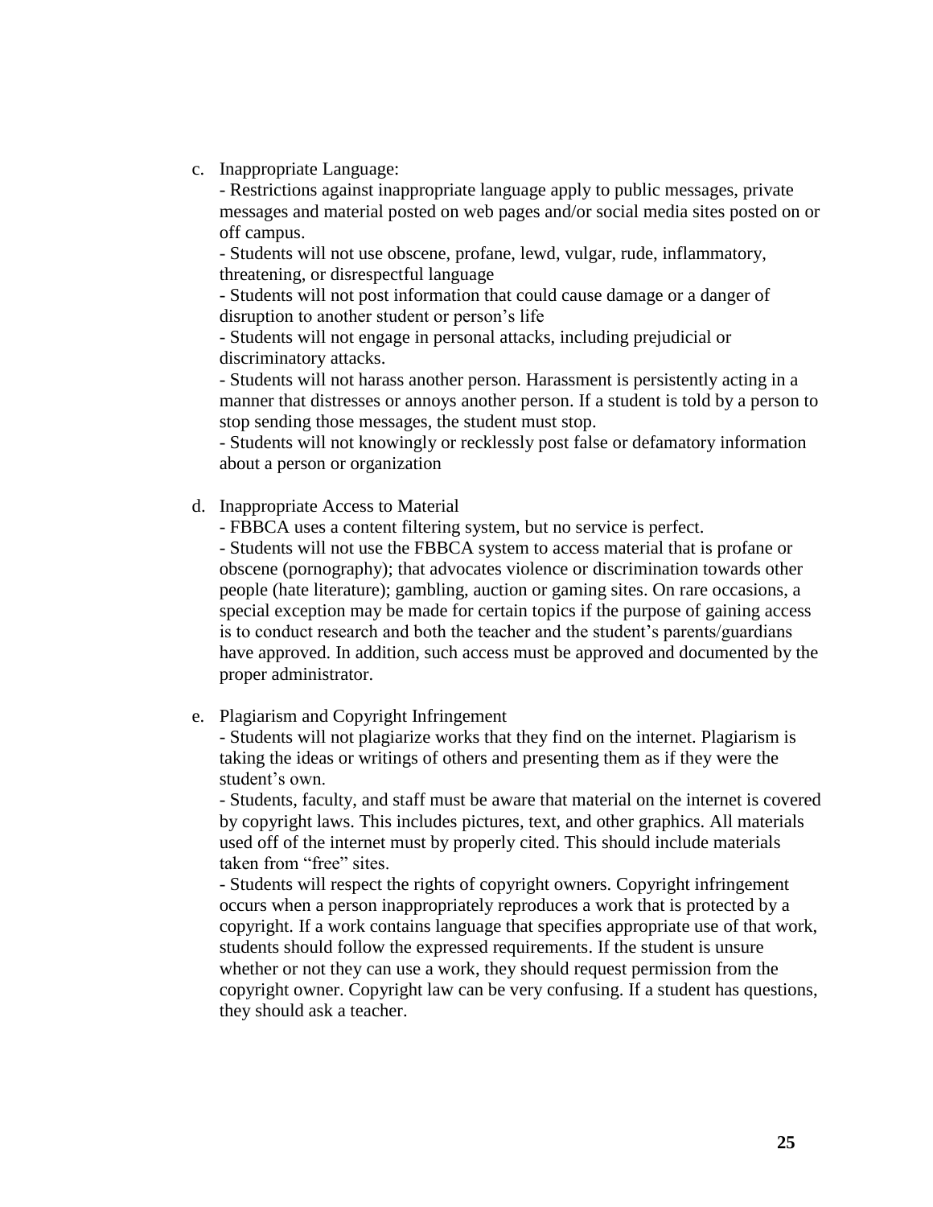c. Inappropriate Language:

   - Restrictions against inappropriate language apply to public messages, private messages and material posted on web pages and/or social media sites posted on or off campus.
   - Students will not use obscene, profane, lewd, vulgar, rude, inflammatory, threatening, or disrespectful language
   - Students will not post information that could cause damage or a danger of disruption to another student or person's life
   - Students will not engage in personal attacks, including prejudicial or discriminatory attacks.
   - Students will not harass another person. Harassment is persistently acting in a manner that distresses or annoys another person. If a student is told by a person to stop sending those messages, the student must stop.
   - Students will not knowingly or recklessly post false or defamatory information about a person or organization

d. Inappropriate Access to Material

   - FBBCA uses a content filtering system, but no service is perfect.
   - Students will not use the FBBCA system to access material that is profane or obscene (pornography); that advocates violence or discrimination towards other people (hate literature); gambling, auction or gaming sites. On rare occasions, a special exception may be made for certain topics if the purpose of gaining access is to conduct research and both the teacher and the student's parents/guardians have approved. In addition, such access must be approved and documented by the proper administrator.

e. Plagiarism and Copyright Infringement

   - Students will not plagiarize works that they find on the internet. Plagiarism is taking the ideas or writings of others and presenting them as if they were the student's own.
   - Students, faculty, and staff must be aware that material on the internet is covered by copyright laws. This includes pictures, text, and other graphics. All materials used off of the internet must by properly cited. This should include materials taken from "free" sites.
   - Students will respect the rights of copyright owners. Copyright infringement occurs when a person inappropriately reproduces a work that is protected by a copyright. If a work contains language that specifies appropriate use of that work, students should follow the expressed requirements. If the student is unsure whether or not they can use a work, they should request permission from the copyright owner. Copyright law can be very confusing. If a student has questions, they should ask a teacher.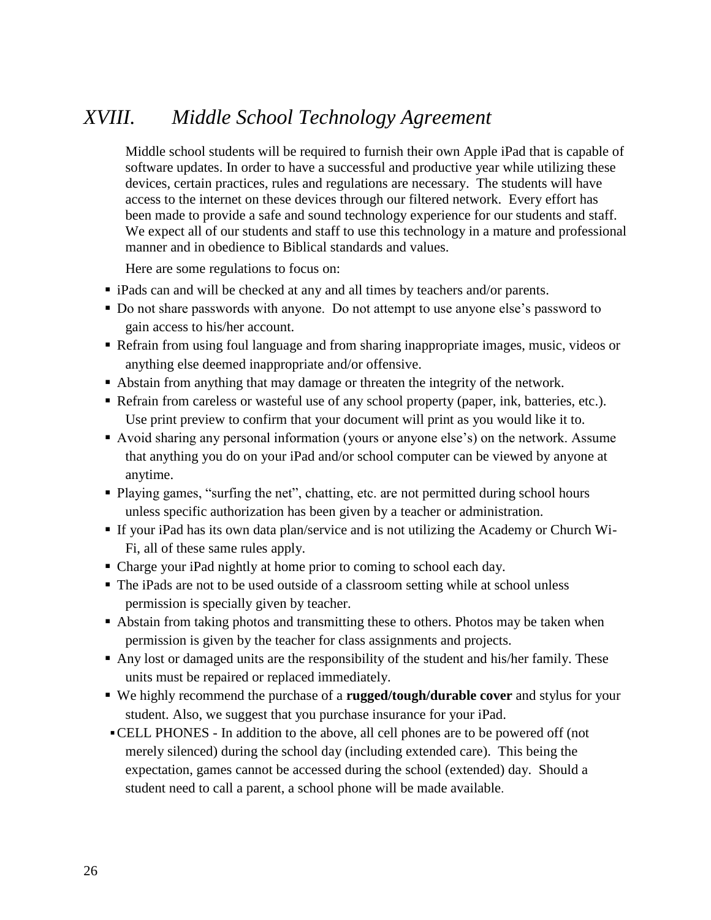## *XVIII. Middle School Technology Agreement*

Middle school students will be required to furnish their own Apple iPad that is capable of software updates. In order to have a successful and productive year while utilizing these devices, certain practices, rules and regulations are necessary. The students will have access to the internet on these devices through our filtered network. Every effort has been made to provide a safe and sound technology experience for our students and staff. We expect all of our students and staff to use this technology in a mature and professional manner and in obedience to Biblical standards and values.

Here are some regulations to focus on:

- iPads can and will be checked at any and all times by teachers and/or parents.
- Do not share passwords with anyone. Do not attempt to use anyone else's password to gain access to his/her account.
- Refrain from using foul language and from sharing inappropriate images, music, videos or anything else deemed inappropriate and/or offensive.
- Abstain from anything that may damage or threaten the integrity of the network.
- Refrain from careless or wasteful use of any school property (paper, ink, batteries, etc.). Use print preview to confirm that your document will print as you would like it to.
- Avoid sharing any personal information (yours or anyone else's) on the network. Assume that anything you do on your iPad and/or school computer can be viewed by anyone at anytime.
- Playing games, "surfing the net", chatting, etc. are not permitted during school hours unless specific authorization has been given by a teacher or administration.
- If your iPad has its own data plan/service and is not utilizing the Academy or Church Wi-Fi, all of these same rules apply.
- Charge your iPad nightly at home prior to coming to school each day.
- The iPads are not to be used outside of a classroom setting while at school unless permission is specially given by teacher.
- Abstain from taking photos and transmitting these to others. Photos may be taken when permission is given by the teacher for class assignments and projects.
- Any lost or damaged units are the responsibility of the student and his/her family. These units must be repaired or replaced immediately.
- We highly recommend the purchase of a **rugged/tough/durable cover** and stylus for your student. Also, we suggest that you purchase insurance for your iPad.
- CELL PHONES - In addition to the above, all cell phones are to be powered off (not merely silenced) during the school day (including extended care). This being the expectation, games cannot be accessed during the school (extended) day. Should a student need to call a parent, a school phone will be made available.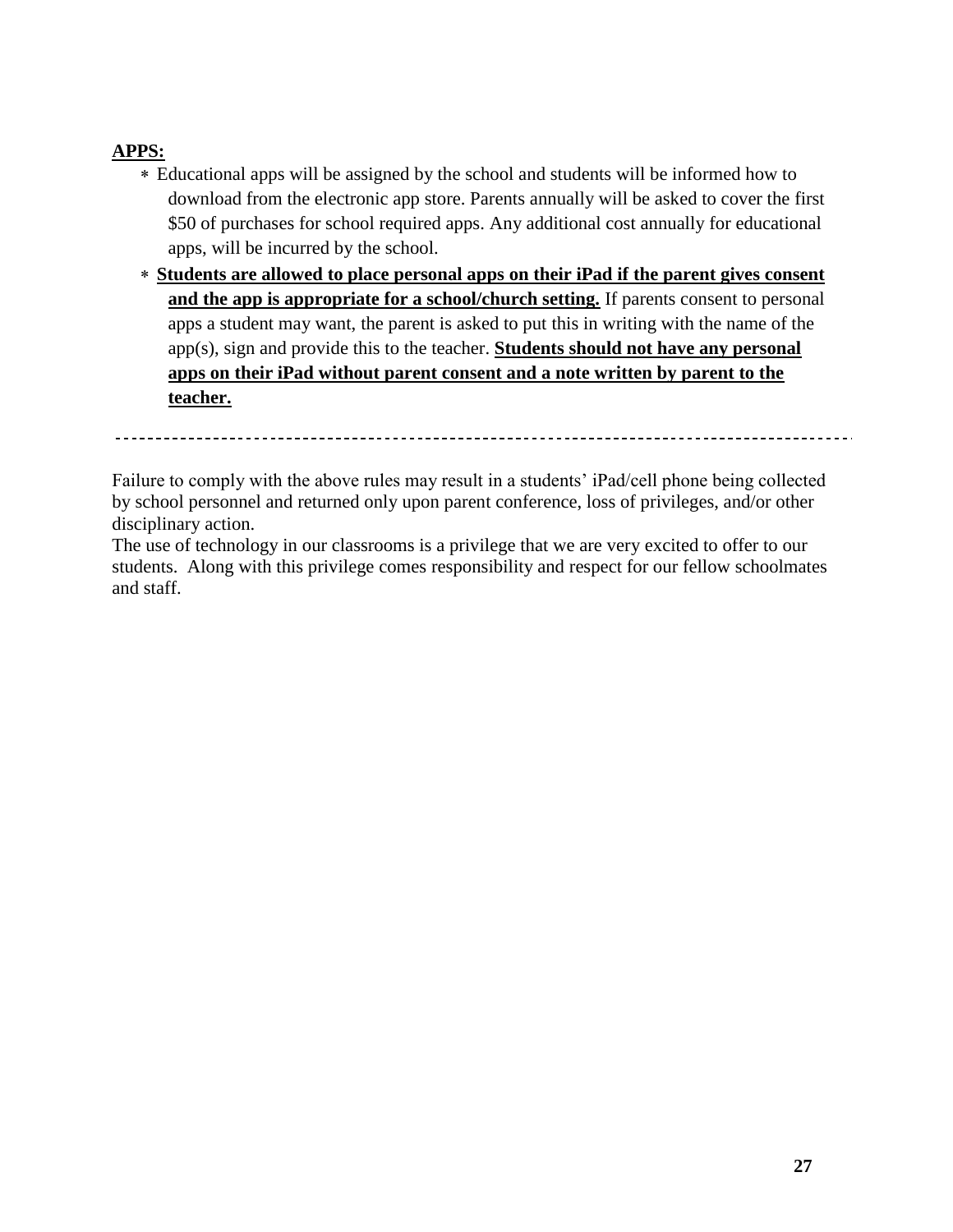**APPS:**

* Educational apps will be assigned by the school and students will be informed how to download from the electronic app store. Parents annually will be asked to cover the first $50 of purchases for school required apps. Any additional cost annually for educational apps, will be incurred by the school.
* **Students are allowed to place personal apps on their iPad if the parent gives consent and the app is appropriate for a school/church setting.** If parents consent to personal apps a student may want, the parent is asked to put this in writing with the name of the app(s), sign and provide this to the teacher. **Students should not have any personal apps on their iPad without parent consent and a note written by parent to the teacher.**

---

Failure to comply with the above rules may result in a students' iPad/cell phone being collected by school personnel and returned only upon parent conference, loss of privileges, and/or other disciplinary action.

The use of technology in our classrooms is a privilege that we are very excited to offer to our students. Along with this privilege comes responsibility and respect for our fellow schoolmates and staff.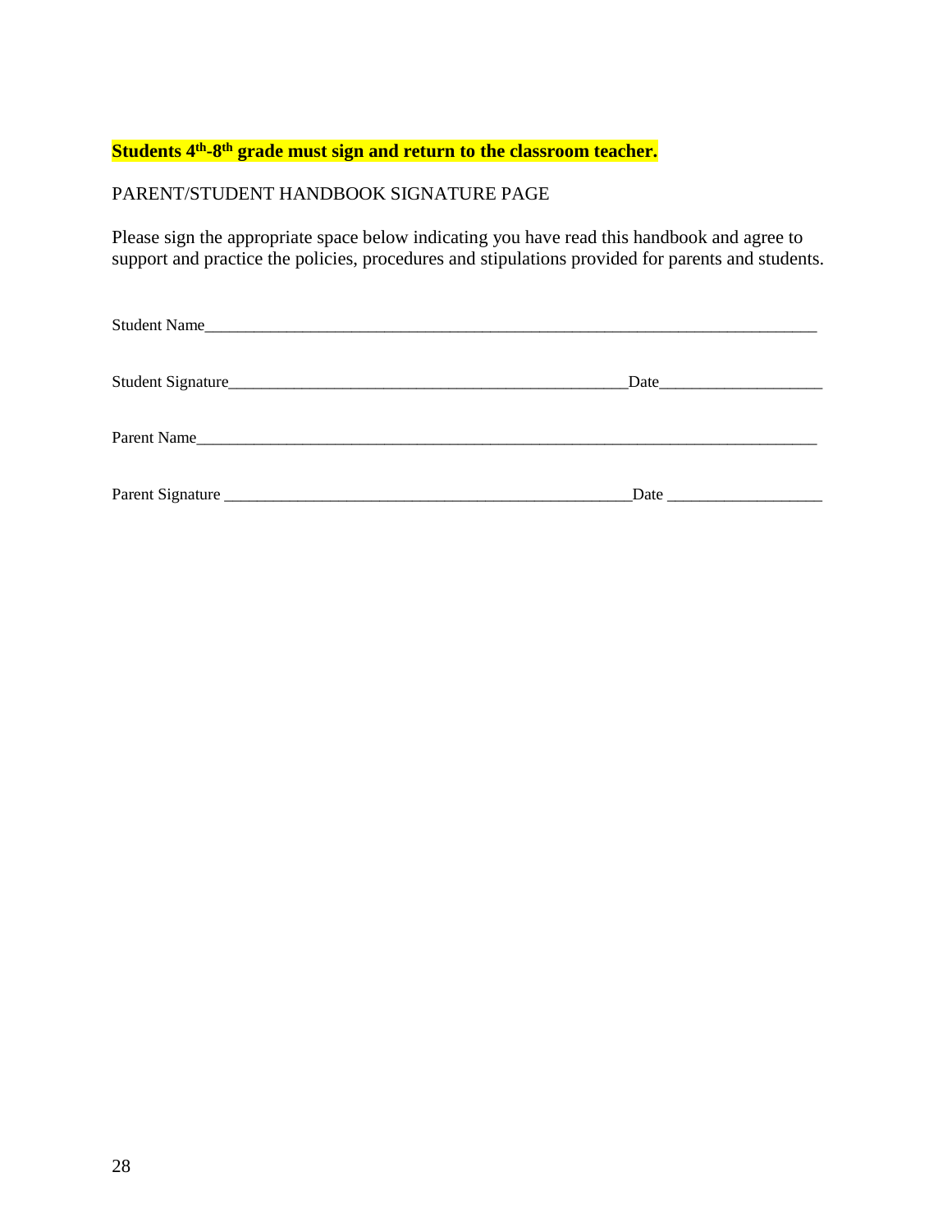**Students 4th-8th grade must sign and return to the classroom teacher.**

PARENT/STUDENT HANDBOOK SIGNATURE PAGE

Please sign the appropriate space below indicating you have read this handbook and agree to support and practice the policies, procedures and stipulations provided for parents and students.

Student Name_______________________________________________________________________________

Student Signature_____________________________________________________Date____________________

Parent Name________________________________________________________________________________

Parent Signature ______________________________________________________Date ___________________